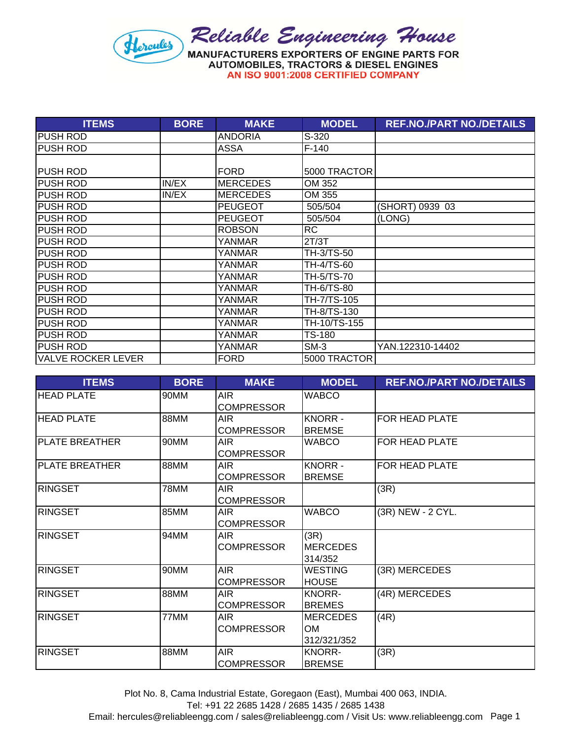# Reliable Engineering House

**MANUFACTURERS EXPORTERS OF ENGINE PARTS FOR AUTOMOBILES, TRACTORS & DIESEL ENGINES**

**AN ISO 9001:2008 CERTIFIED COMPANY**

| ITEMS | BORE | MAKE | MODEL | REF.NO./PART NO./DETAILS |
|---|---|---|---|---|
| PUSH ROD | | ANDORIA | S-320 | |
| PUSH ROD | | ASSA | F-140 | |
| PUSH ROD | | FORD | 5000 TRACTOR | |
| PUSH ROD | IN/EX | MERCEDES | OM 352 | |
| PUSH ROD | IN/EX | MERCEDES | OM 355 | |
| PUSH ROD | | PEUGEOT | 505/504 | (SHORT) 0939 03 |
| PUSH ROD | | PEUGEOT | 505/504 | (LONG) |
| PUSH ROD | | ROBSON | RC | |
| PUSH ROD | | YANMAR | 2T/3T | |
| PUSH ROD | | YANMAR | TH-3/TS-50 | |
| PUSH ROD | | YANMAR | TH-4/TS-60 | |
| PUSH ROD | | YANMAR | TH-5/TS-70 | |
| PUSH ROD | | YANMAR | TH-6/TS-80 | |
| PUSH ROD | | YANMAR | TH-7/TS-105 | |
| PUSH ROD | | YANMAR | TH-8/TS-130 | |
| PUSH ROD | | YANMAR | TH-10/TS-155 | |
| PUSH ROD | | YANMAR | TS-180 | |
| PUSH ROD | | YANMAR | SM-3 | YAN.122310-14402 |
| VALVE ROCKER LEVER | | FORD | 5000 TRACTOR | |

| ITEMS | BORE | MAKE | MODEL | REF.NO./PART NO./DETAILS |
|---|---|---|---|---|
| HEAD PLATE | 90MM | AIR COMPRESSOR | WABCO | |
| HEAD PLATE | 88MM | AIR COMPRESSOR | KNORR - BREMSE | FOR HEAD PLATE |
| PLATE BREATHER | 90MM | AIR COMPRESSOR | WABCO | FOR HEAD PLATE |
| PLATE BREATHER | 88MM | AIR COMPRESSOR | KNORR - BREMSE | FOR HEAD PLATE |
| RINGSET | 78MM | AIR COMPRESSOR | | (3R) |
| RINGSET | 85MM | AIR COMPRESSOR | WABCO | (3R) NEW - 2 CYL. |
| RINGSET | 94MM | AIR COMPRESSOR | (3R) MERCEDES 314/352 | |
| RINGSET | 90MM | AIR COMPRESSOR | WESTING HOUSE | (3R) MERCEDES |
| RINGSET | 88MM | AIR COMPRESSOR | KNORR-BREMES | (4R) MERCEDES |
| RINGSET | 77MM | AIR COMPRESSOR | MERCEDES OM 312/321/352 | (4R) |
| RINGSET | 88MM | AIR COMPRESSOR | KNORR-BREMSE | (3R) |

Plot No. 8, Cama Industrial Estate, Goregaon (East), Mumbai 400 063, INDIA.
Tel: +91 22 2685 1428 / 2685 1435 / 2685 1438
Email: hercules@reliableengg.com / sales@reliableengg.com / Visit Us: www.reliableengg.com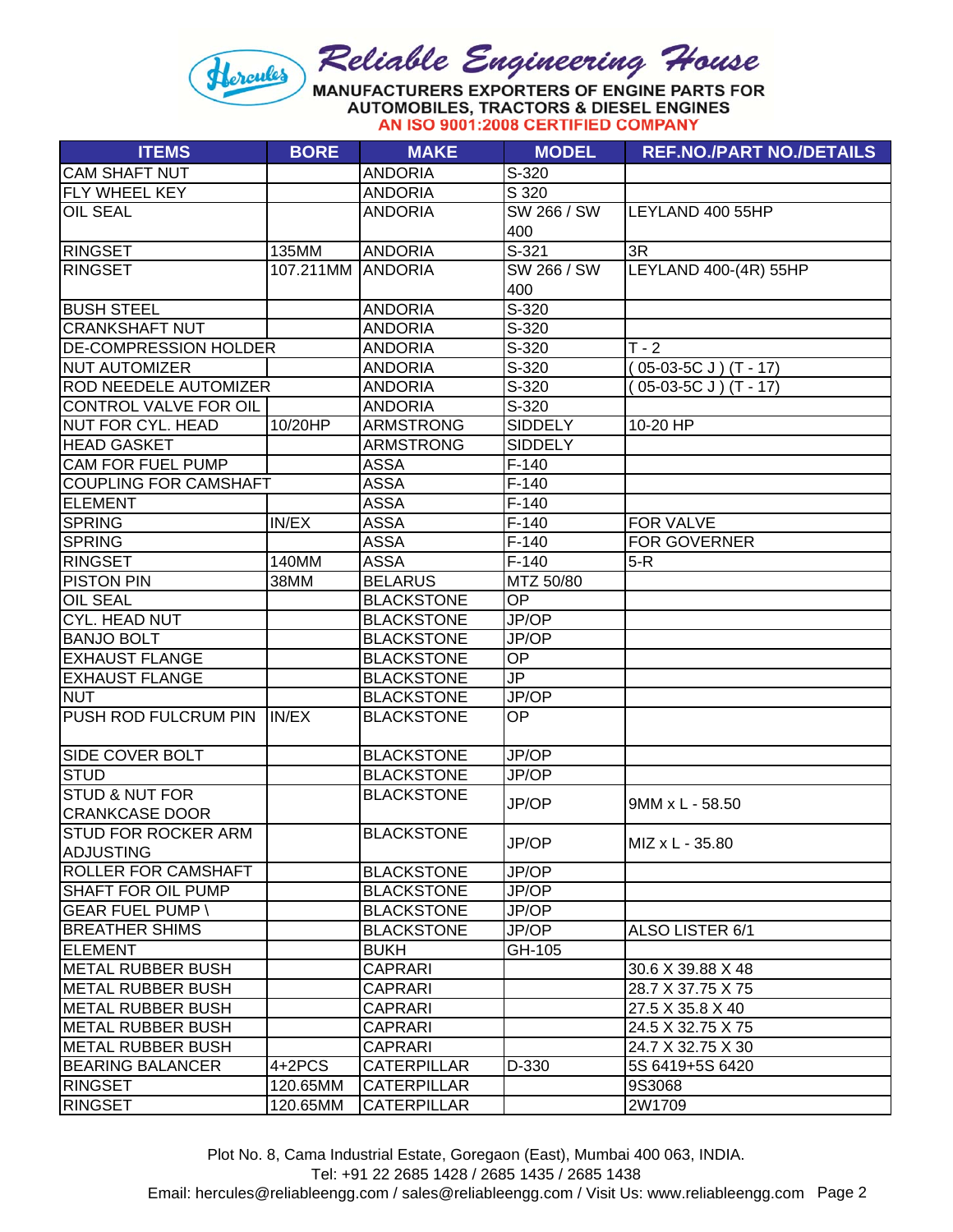**Reliable Engineering House**

MANUFACTURERS EXPORTERS OF ENGINE PARTS FOR AUTOMOBILES, TRACTORS & DIESEL ENGINES

AN ISO 9001:2008 CERTIFIED COMPANY

| ITEMS | BORE | MAKE | MODEL | REF.NO./PART NO./DETAILS |
|---|---|---|---|---|
| CAM SHAFT NUT | | ANDORIA | S-320 | |
| FLY WHEEL KEY | | ANDORIA | S 320 | |
| OIL SEAL | | ANDORIA | SW 266 / SW 400 | LEYLAND 400 55HP |
| RINGSET | 135MM | ANDORIA | S-321 | 3R |
| RINGSET | 107.211MM | ANDORIA | SW 266 / SW 400 | LEYLAND 400-(4R) 55HP |
| BUSH STEEL | | ANDORIA | S-320 | |
| CRANKSHAFT NUT | | ANDORIA | S-320 | |
| DE-COMPRESSION HOLDER | | ANDORIA | S-320 | T - 2 |
| NUT AUTOMIZER | | ANDORIA | S-320 | ( 05-03-5C J ) (T - 17) |
| ROD NEEDELE AUTOMIZER | | ANDORIA | S-320 | ( 05-03-5C J ) (T - 17) |
| CONTROL VALVE FOR OIL | | ANDORIA | S-320 | |
| NUT FOR CYL. HEAD | 10/20HP | ARMSTRONG | SIDDELY | 10-20 HP |
| HEAD GASKET | | ARMSTRONG | SIDDELY | |
| CAM FOR FUEL PUMP | | ASSA | F-140 | |
| COUPLING FOR CAMSHAFT | | ASSA | F-140 | |
| ELEMENT | | ASSA | F-140 | |
| SPRING | IN/EX | ASSA | F-140 | FOR VALVE |
| SPRING | | ASSA | F-140 | FOR GOVERNER |
| RINGSET | 140MM | ASSA | F-140 | 5-R |
| PISTON PIN | 38MM | BELARUS | MTZ 50/80 | |
| OIL SEAL | | BLACKSTONE | OP | |
| CYL. HEAD NUT | | BLACKSTONE | JP/OP | |
| BANJO BOLT | | BLACKSTONE | JP/OP | |
| EXHAUST FLANGE | | BLACKSTONE | OP | |
| EXHAUST FLANGE | | BLACKSTONE | JP | |
| NUT | | BLACKSTONE | JP/OP | |
| PUSH ROD FULCRUM PIN | IN/EX | BLACKSTONE | OP | |
| SIDE COVER BOLT | | BLACKSTONE | JP/OP | |
| STUD | | BLACKSTONE | JP/OP | |
| STUD & NUT FOR CRANKCASE DOOR | | BLACKSTONE | JP/OP | 9MM x L - 58.50 |
| STUD FOR ROCKER ARM ADJUSTING | | BLACKSTONE | JP/OP | MIZ x L - 35.80 |
| ROLLER FOR CAMSHAFT | | BLACKSTONE | JP/OP | |
| SHAFT FOR OIL PUMP | | BLACKSTONE | JP/OP | |
| GEAR FUEL PUMP \ | | BLACKSTONE | JP/OP | |
| BREATHER SHIMS | | BLACKSTONE | JP/OP | ALSO LISTER 6/1 |
| ELEMENT | | BUKH | GH-105 | |
| METAL RUBBER BUSH | | CAPRARI | | 30.6 X 39.88 X 48 |
| METAL RUBBER BUSH | | CAPRARI | | 28.7 X 37.75 X 75 |
| METAL RUBBER BUSH | | CAPRARI | | 27.5 X 35.8 X 40 |
| METAL RUBBER BUSH | | CAPRARI | | 24.5 X 32.75 X 75 |
| METAL RUBBER BUSH | | CAPRARI | | 24.7 X 32.75 X 30 |
| BEARING BALANCER | 4+2PCS | CATERPILLAR | D-330 | 5S 6419+5S 6420 |
| RINGSET | 120.65MM | CATERPILLAR | | 9S3068 |
| RINGSET | 120.65MM | CATERPILLAR | | 2W1709 |

Plot No. 8, Cama Industrial Estate, Goregaon (East), Mumbai 400 063, INDIA.
Tel: +91 22 2685 1428 / 2685 1435 / 2685 1438
Email: hercules@reliableengg.com / sales@reliableengg.com / Visit Us: www.reliableengg.com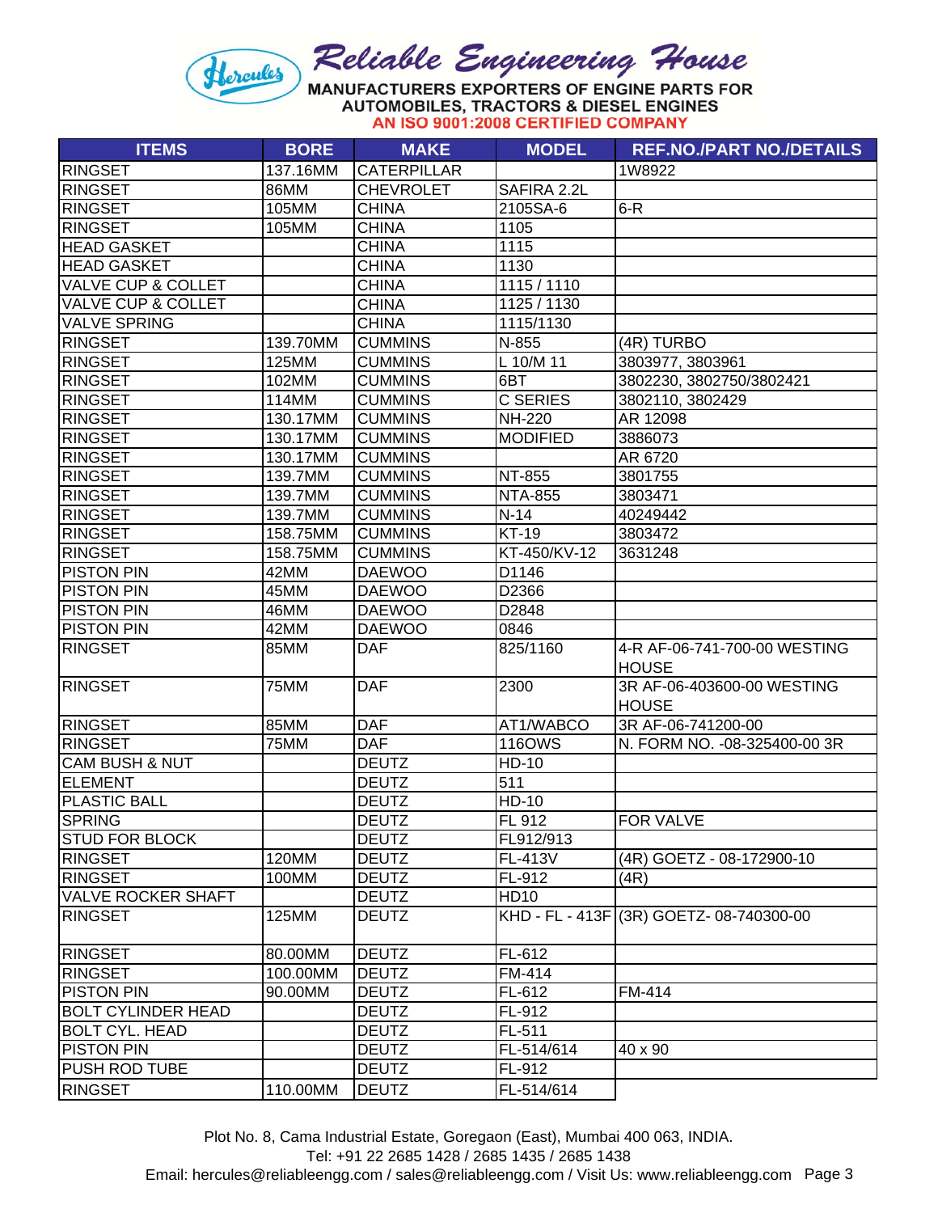# Reliable Engineering House

MANUFACTURERS EXPORTERS OF ENGINE PARTS FOR AUTOMOBILES, TRACTORS & DIESEL ENGINES

AN ISO 9001:2008 CERTIFIED COMPANY

| ITEMS | BORE | MAKE | MODEL | REF.NO./PART NO./DETAILS |
|---|---|---|---|---|
| RINGSET | 137.16MM | CATERPILLAR | | 1W8922 |
| RINGSET | 86MM | CHEVROLET | SAFIRA 2.2L | |
| RINGSET | 105MM | CHINA | 2105SA-6 | 6-R |
| RINGSET | 105MM | CHINA | 1105 | |
| HEAD GASKET | | CHINA | 1115 | |
| HEAD GASKET | | CHINA | 1130 | |
| VALVE CUP & COLLET | | CHINA | 1115 / 1110 | |
| VALVE CUP & COLLET | | CHINA | 1125 / 1130 | |
| VALVE SPRING | | CHINA | 1115/1130 | |
| RINGSET | 139.70MM | CUMMINS | N-855 | (4R) TURBO |
| RINGSET | 125MM | CUMMINS | L 10/M 11 | 3803977, 3803961 |
| RINGSET | 102MM | CUMMINS | 6BT | 3802230, 3802750/3802421 |
| RINGSET | 114MM | CUMMINS | C SERIES | 3802110, 3802429 |
| RINGSET | 130.17MM | CUMMINS | NH-220 | AR 12098 |
| RINGSET | 130.17MM | CUMMINS | MODIFIED | 3886073 |
| RINGSET | 130.17MM | CUMMINS | | AR 6720 |
| RINGSET | 139.7MM | CUMMINS | NT-855 | 3801755 |
| RINGSET | 139.7MM | CUMMINS | NTA-855 | 3803471 |
| RINGSET | 139.7MM | CUMMINS | N-14 | 40249442 |
| RINGSET | 158.75MM | CUMMINS | KT-19 | 3803472 |
| RINGSET | 158.75MM | CUMMINS | KT-450/KV-12 | 3631248 |
| PISTON PIN | 42MM | DAEWOO | D1146 | |
| PISTON PIN | 45MM | DAEWOO | D2366 | |
| PISTON PIN | 46MM | DAEWOO | D2848 | |
| PISTON PIN | 42MM | DAEWOO | 0846 | |
| RINGSET | 85MM | DAF | 825/1160 | 4-R AF-06-741-700-00 WESTING HOUSE |
| RINGSET | 75MM | DAF | 2300 | 3R AF-06-403600-00 WESTING HOUSE |
| RINGSET | 85MM | DAF | AT1/WABCO | 3R AF-06-741200-00 |
| RINGSET | 75MM | DAF | 116OWS | N. FORM NO. -08-325400-00 3R |
| CAM BUSH & NUT | | DEUTZ | HD-10 | |
| ELEMENT | | DEUTZ | 511 | |
| PLASTIC BALL | | DEUTZ | HD-10 | |
| SPRING | | DEUTZ | FL 912 | FOR VALVE |
| STUD FOR BLOCK | | DEUTZ | FL912/913 | |
| RINGSET | 120MM | DEUTZ | FL-413V | (4R) GOETZ - 08-172900-10 |
| RINGSET | 100MM | DEUTZ | FL-912 | (4R) |
| VALVE ROCKER SHAFT | | DEUTZ | HD10 | |
| RINGSET | 125MM | DEUTZ | KHD - FL - 413F | (3R) GOETZ- 08-740300-00 |
| RINGSET | 80.00MM | DEUTZ | FL-612 | |
| RINGSET | 100.00MM | DEUTZ | FM-414 | |
| PISTON PIN | 90.00MM | DEUTZ | FL-612 | FM-414 |
| BOLT CYLINDER HEAD | | DEUTZ | FL-912 | |
| BOLT CYL. HEAD | | DEUTZ | FL-511 | |
| PISTON PIN | | DEUTZ | FL-514/614 | 40 x 90 |
| PUSH ROD TUBE | | DEUTZ | FL-912 | |
| RINGSET | 110.00MM | DEUTZ | FL-514/614 | |

Plot No. 8, Cama Industrial Estate, Goregaon (East), Mumbai 400 063, INDIA.
Tel: +91 22 2685 1428 / 2685 1435 / 2685 1438
Email: hercules@reliableengg.com / sales@reliableengg.com / Visit Us: www.reliableengg.com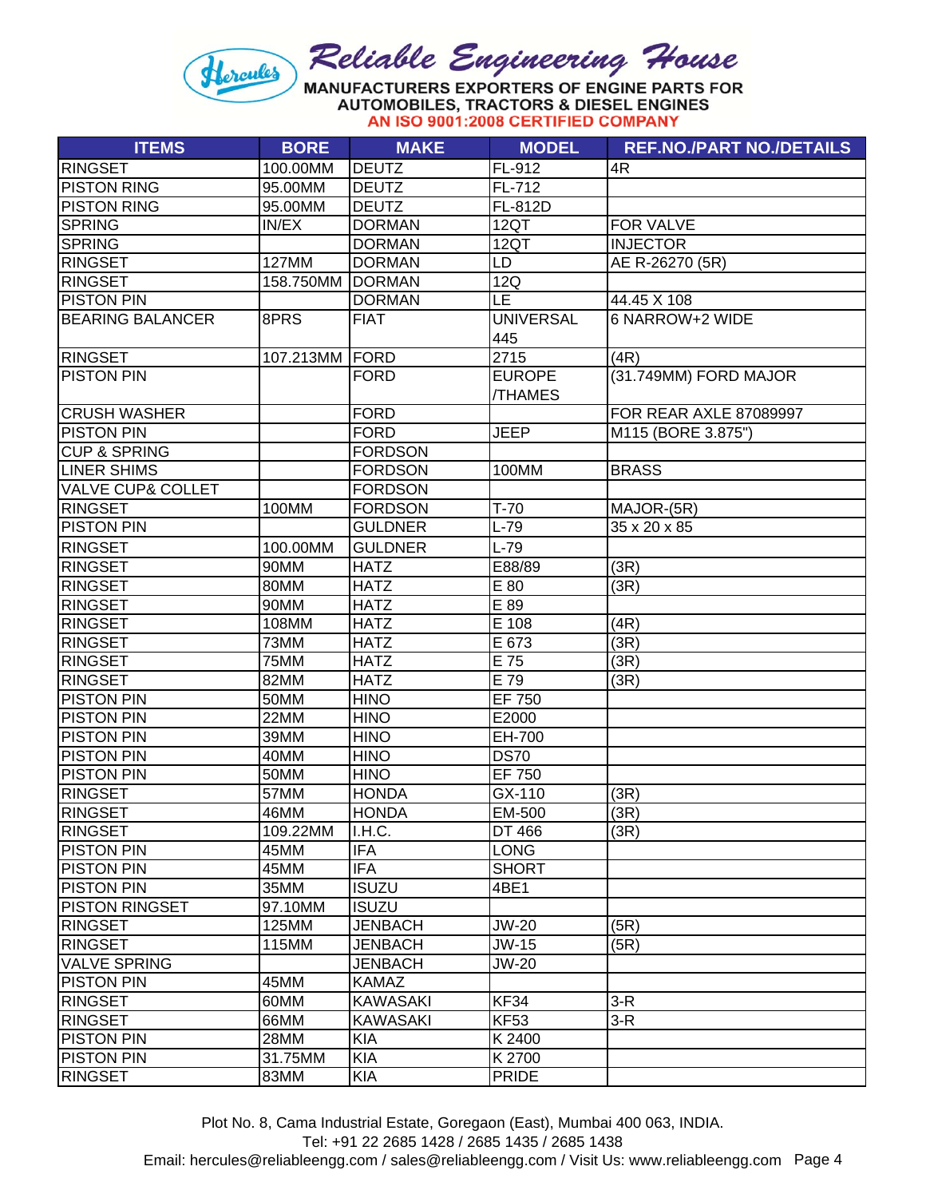# Reliable Engineering House

MANUFACTURERS EXPORTERS OF ENGINE PARTS FOR AUTOMOBILES, TRACTORS & DIESEL ENGINES

AN ISO 9001:2008 CERTIFIED COMPANY

| ITEMS | BORE | MAKE | MODEL | REF.NO./PART NO./DETAILS |
|---|---|---|---|---|
| RINGSET | 100.00MM | DEUTZ | FL-912 | 4R |
| PISTON RING | 95.00MM | DEUTZ | FL-712 | |
| PISTON RING | 95.00MM | DEUTZ | FL-812D | |
| SPRING | IN/EX | DORMAN | 12QT | FOR VALVE |
| SPRING | | DORMAN | 12QT | INJECTOR |
| RINGSET | 127MM | DORMAN | LD | AE R-26270 (5R) |
| RINGSET | 158.750MM | DORMAN | 12Q | |
| PISTON PIN | | DORMAN | LE | 44.45 X 108 |
| BEARING BALANCER | 8PRS | FIAT | UNIVERSAL 445 | 6 NARROW+2 WIDE |
| RINGSET | 107.213MM | FORD | 2715 | (4R) |
| PISTON PIN | | FORD | EUROPE /THAMES | (31.749MM) FORD MAJOR |
| CRUSH WASHER | | FORD | | FOR REAR AXLE 87089997 |
| PISTON PIN | | FORD | JEEP | M115 (BORE 3.875") |
| CUP & SPRING | | FORDSON | | |
| LINER SHIMS | | FORDSON | 100MM | BRASS |
| VALVE CUP& COLLET | | FORDSON | | |
| RINGSET | 100MM | FORDSON | T-70 | MAJOR-(5R) |
| PISTON PIN | | GULDNER | L-79 | 35 x 20 x 85 |
| RINGSET | 100.00MM | GULDNER | L-79 | |
| RINGSET | 90MM | HATZ | E88/89 | (3R) |
| RINGSET | 80MM | HATZ | E 80 | (3R) |
| RINGSET | 90MM | HATZ | E 89 | |
| RINGSET | 108MM | HATZ | E 108 | (4R) |
| RINGSET | 73MM | HATZ | E 673 | (3R) |
| RINGSET | 75MM | HATZ | E 75 | (3R) |
| RINGSET | 82MM | HATZ | E 79 | (3R) |
| PISTON PIN | 50MM | HINO | EF 750 | |
| PISTON PIN | 22MM | HINO | E2000 | |
| PISTON PIN | 39MM | HINO | EH-700 | |
| PISTON PIN | 40MM | HINO | DS70 | |
| PISTON PIN | 50MM | HINO | EF 750 | |
| RINGSET | 57MM | HONDA | GX-110 | (3R) |
| RINGSET | 46MM | HONDA | EM-500 | (3R) |
| RINGSET | 109.22MM | I.H.C. | DT 466 | (3R) |
| PISTON PIN | 45MM | IFA | LONG | |
| PISTON PIN | 45MM | IFA | SHORT | |
| PISTON PIN | 35MM | ISUZU | 4BE1 | |
| PISTON RINGSET | 97.10MM | ISUZU | | |
| RINGSET | 125MM | JENBACH | JW-20 | (5R) |
| RINGSET | 115MM | JENBACH | JW-15 | (5R) |
| VALVE SPRING | | JENBACH | JW-20 | |
| PISTON PIN | 45MM | KAMAZ | | |
| RINGSET | 60MM | KAWASAKI | KF34 | 3-R |
| RINGSET | 66MM | KAWASAKI | KF53 | 3-R |
| PISTON PIN | 28MM | KIA | K 2400 | |
| PISTON PIN | 31.75MM | KIA | K 2700 | |
| RINGSET | 83MM | KIA | PRIDE | |

Plot No. 8, Cama Industrial Estate, Goregaon (East), Mumbai 400 063, INDIA.
Tel: +91 22 2685 1428 / 2685 1435 / 2685 1438
Email: hercules@reliableengg.com / sales@reliableengg.com / Visit Us: www.reliableengg.com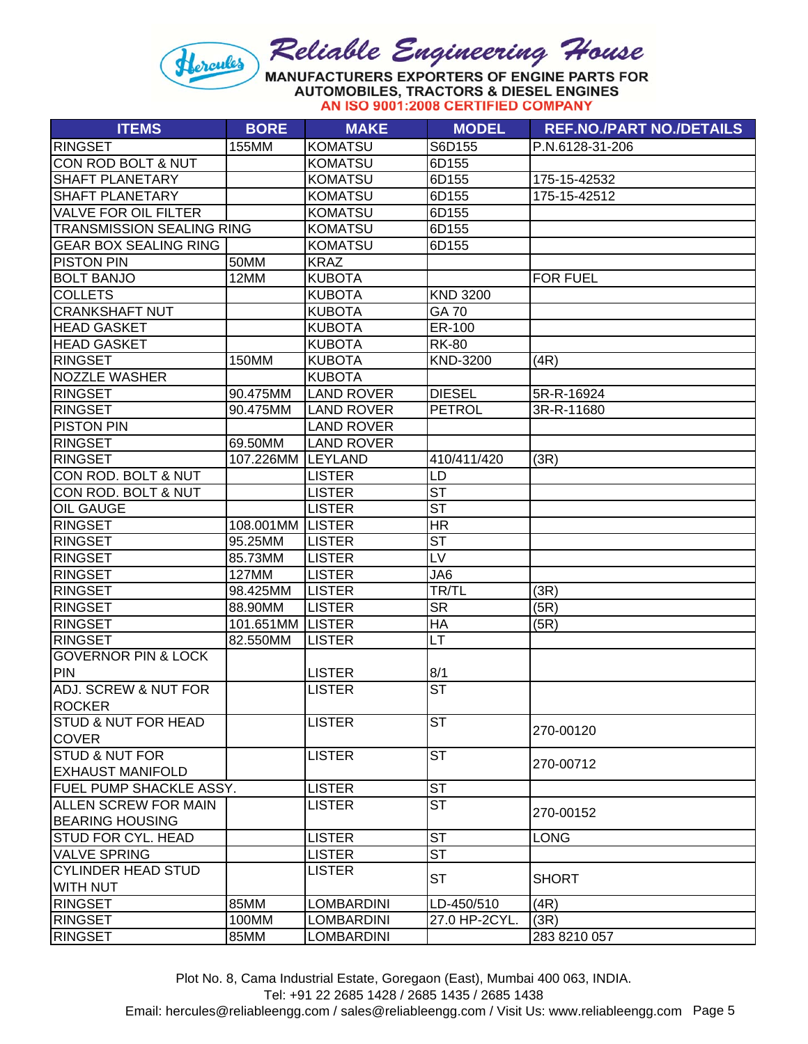# Reliable Engineering House

MANUFACTURERS EXPORTERS OF ENGINE PARTS FOR AUTOMOBILES, TRACTORS & DIESEL ENGINES

AN ISO 9001:2008 CERTIFIED COMPANY

| ITEMS | BORE | MAKE | MODEL | REF.NO./PART NO./DETAILS |
|---|---|---|---|---|
| RINGSET | 155MM | KOMATSU | S6D155 | P.N.6128-31-206 |
| CON ROD BOLT & NUT | | KOMATSU | 6D155 | |
| SHAFT PLANETARY | | KOMATSU | 6D155 | 175-15-42532 |
| SHAFT PLANETARY | | KOMATSU | 6D155 | 175-15-42512 |
| VALVE FOR OIL FILTER | | KOMATSU | 6D155 | |
| TRANSMISSION SEALING RING | | KOMATSU | 6D155 | |
| GEAR BOX SEALING RING | | KOMATSU | 6D155 | |
| PISTON PIN | 50MM | KRAZ | | |
| BOLT BANJO | 12MM | KUBOTA | | FOR FUEL |
| COLLETS | | KUBOTA | KND 3200 | |
| CRANKSHAFT NUT | | KUBOTA | GA 70 | |
| HEAD GASKET | | KUBOTA | ER-100 | |
| HEAD GASKET | | KUBOTA | RK-80 | |
| RINGSET | 150MM | KUBOTA | KND-3200 | (4R) |
| NOZZLE WASHER | | KUBOTA | | |
| RINGSET | 90.475MM | LAND ROVER | DIESEL | 5R-R-16924 |
| RINGSET | 90.475MM | LAND ROVER | PETROL | 3R-R-11680 |
| PISTON PIN | | LAND ROVER | | |
| RINGSET | 69.50MM | LAND ROVER | | |
| RINGSET | 107.226MM | LEYLAND | 410/411/420 | (3R) |
| CON ROD. BOLT & NUT | | LISTER | LD | |
| CON ROD. BOLT & NUT | | LISTER | ST | |
| OIL GAUGE | | LISTER | ST | |
| RINGSET | 108.001MM | LISTER | HR | |
| RINGSET | 95.25MM | LISTER | ST | |
| RINGSET | 85.73MM | LISTER | LV | |
| RINGSET | 127MM | LISTER | JA6 | |
| RINGSET | 98.425MM | LISTER | TR/TL | (3R) |
| RINGSET | 88.90MM | LISTER | SR | (5R) |
| RINGSET | 101.651MM | LISTER | HA | (5R) |
| RINGSET | 82.550MM | LISTER | LT | |
| GOVERNOR PIN & LOCK PIN | | LISTER | 8/1 | |
| ADJ. SCREW & NUT FOR ROCKER | | LISTER | ST | |
| STUD & NUT FOR HEAD COVER | | LISTER | ST | 270-00120 |
| STUD & NUT FOR EXHAUST MANIFOLD | | LISTER | ST | 270-00712 |
| FUEL PUMP SHACKLE ASSY. | | LISTER | ST | |
| ALLEN SCREW FOR MAIN BEARING HOUSING | | LISTER | ST | 270-00152 |
| STUD FOR CYL. HEAD | | LISTER | ST | LONG |
| VALVE SPRING | | LISTER | ST | |
| CYLINDER HEAD STUD WITH NUT | | LISTER | ST | SHORT |
| RINGSET | 85MM | LOMBARDINI | LD-450/510 | (4R) |
| RINGSET | 100MM | LOMBARDINI | 27.0 HP-2CYL. | (3R) |
| RINGSET | 85MM | LOMBARDINI | | 283 8210 057 |

Plot No. 8, Cama Industrial Estate, Goregaon (East), Mumbai 400 063, INDIA.
Tel: +91 22 2685 1428 / 2685 1435 / 2685 1438
Email: hercules@reliableengg.com / sales@reliableengg.com / Visit Us: www.reliableengg.com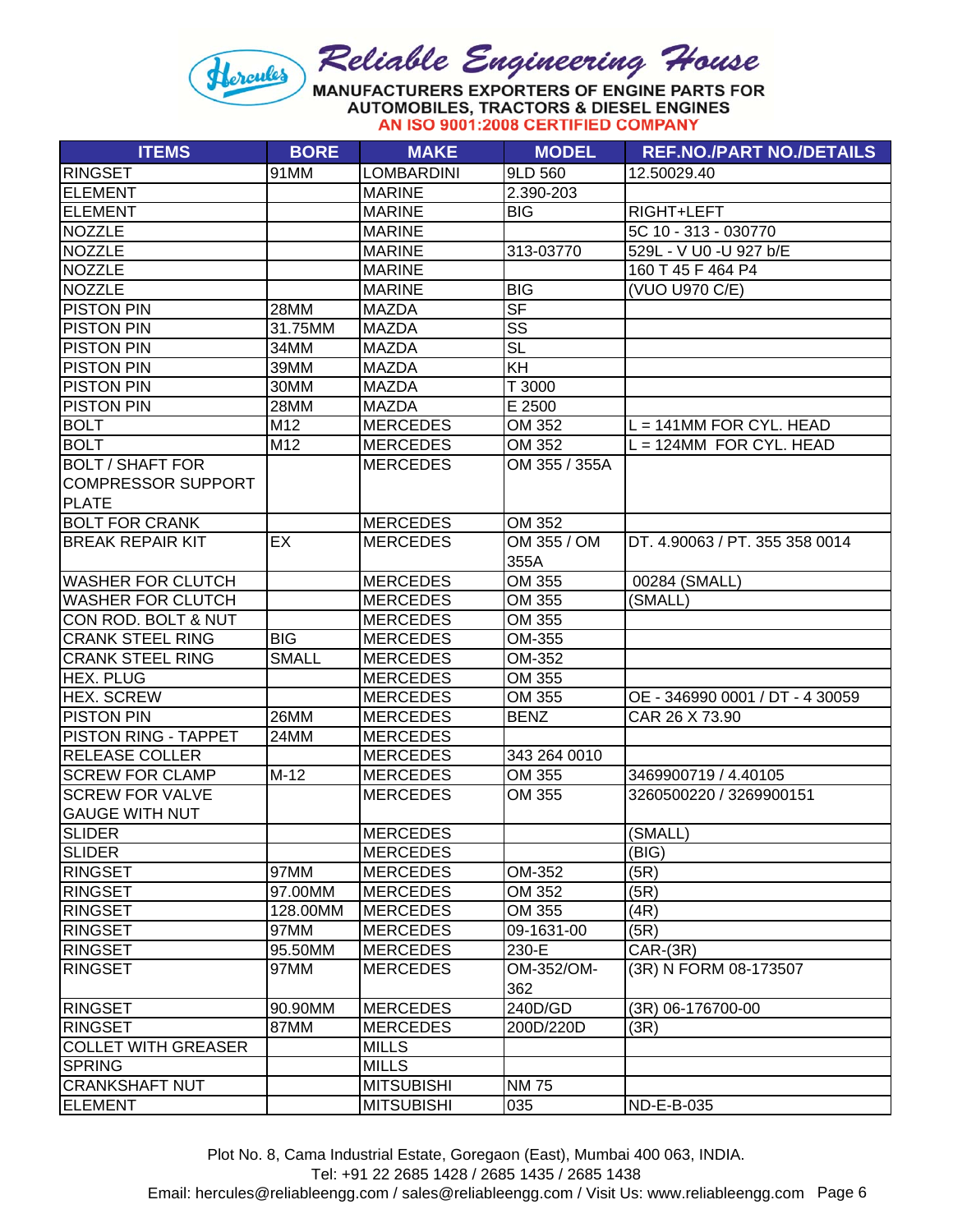Reliable Engineering House

MANUFACTURERS EXPORTERS OF ENGINE PARTS FOR AUTOMOBILES, TRACTORS & DIESEL ENGINES

AN ISO 9001:2008 CERTIFIED COMPANY

| ITEMS | BORE | MAKE | MODEL | REF.NO./PART NO./DETAILS |
|---|---|---|---|---|
| RINGSET | 91MM | LOMBARDINI | 9LD 560 | 12.50029.40 |
| ELEMENT | | MARINE | 2.390-203 | |
| ELEMENT | | MARINE | BIG | RIGHT+LEFT |
| NOZZLE | | MARINE | | 5C 10 - 313 - 030770 |
| NOZZLE | | MARINE | 313-03770 | 529L - V U0 -U 927 b/E |
| NOZZLE | | MARINE | | 160 T 45 F 464 P4 |
| NOZZLE | | MARINE | BIG | (VUO U970 C/E) |
| PISTON PIN | 28MM | MAZDA | SF | |
| PISTON PIN | 31.75MM | MAZDA | SS | |
| PISTON PIN | 34MM | MAZDA | SL | |
| PISTON PIN | 39MM | MAZDA | KH | |
| PISTON PIN | 30MM | MAZDA | T 3000 | |
| PISTON PIN | 28MM | MAZDA | E 2500 | |
| BOLT | M12 | MERCEDES | OM 352 | L = 141MM FOR CYL. HEAD |
| BOLT | M12 | MERCEDES | OM 352 | L = 124MM FOR CYL. HEAD |
| BOLT / SHAFT FOR COMPRESSOR SUPPORT PLATE | | MERCEDES | OM 355 / 355A | |
| BOLT FOR CRANK | | MERCEDES | OM 352 | |
| BREAK REPAIR KIT | EX | MERCEDES | OM 355 / OM 355A | DT. 4.90063 / PT. 355 358 0014 |
| WASHER FOR CLUTCH | | MERCEDES | OM 355 | 00284 (SMALL) |
| WASHER FOR CLUTCH | | MERCEDES | OM 355 | (SMALL) |
| CON ROD. BOLT & NUT | | MERCEDES | OM 355 | |
| CRANK STEEL RING | BIG | MERCEDES | OM-355 | |
| CRANK STEEL RING | SMALL | MERCEDES | OM-352 | |
| HEX. PLUG | | MERCEDES | OM 355 | |
| HEX. SCREW | | MERCEDES | OM 355 | OE - 346990 0001 / DT - 4 30059 |
| PISTON PIN | 26MM | MERCEDES | BENZ | CAR 26 X 73.90 |
| PISTON RING - TAPPET | 24MM | MERCEDES | | |
| RELEASE COLLER | | MERCEDES | 343 264 0010 | |
| SCREW FOR CLAMP | M-12 | MERCEDES | OM 355 | 3469900719 / 4.40105 |
| SCREW FOR VALVE GAUGE WITH NUT | | MERCEDES | OM 355 | 3260500220 / 3269900151 |
| SLIDER | | MERCEDES | | (SMALL) |
| SLIDER | | MERCEDES | | (BIG) |
| RINGSET | 97MM | MERCEDES | OM-352 | (5R) |
| RINGSET | 97.00MM | MERCEDES | OM 352 | (5R) |
| RINGSET | 128.00MM | MERCEDES | OM 355 | (4R) |
| RINGSET | 97MM | MERCEDES | 09-1631-00 | (5R) |
| RINGSET | 95.50MM | MERCEDES | 230-E | CAR-(3R) |
| RINGSET | 97MM | MERCEDES | OM-352/OM-362 | (3R) N FORM 08-173507 |
| RINGSET | 90.90MM | MERCEDES | 240D/GD | (3R) 06-176700-00 |
| RINGSET | 87MM | MERCEDES | 200D/220D | (3R) |
| COLLET WITH GREASER | | MILLS | | |
| SPRING | | MILLS | | |
| CRANKSHAFT NUT | | MITSUBISHI | NM 75 | |
| ELEMENT | | MITSUBISHI | 035 | ND-E-B-035 |

Plot No. 8, Cama Industrial Estate, Goregaon (East), Mumbai 400 063, INDIA.
Tel: +91 22 2685 1428 / 2685 1435 / 2685 1438
Email: hercules@reliableengg.com / sales@reliableengg.com / Visit Us: www.reliableengg.com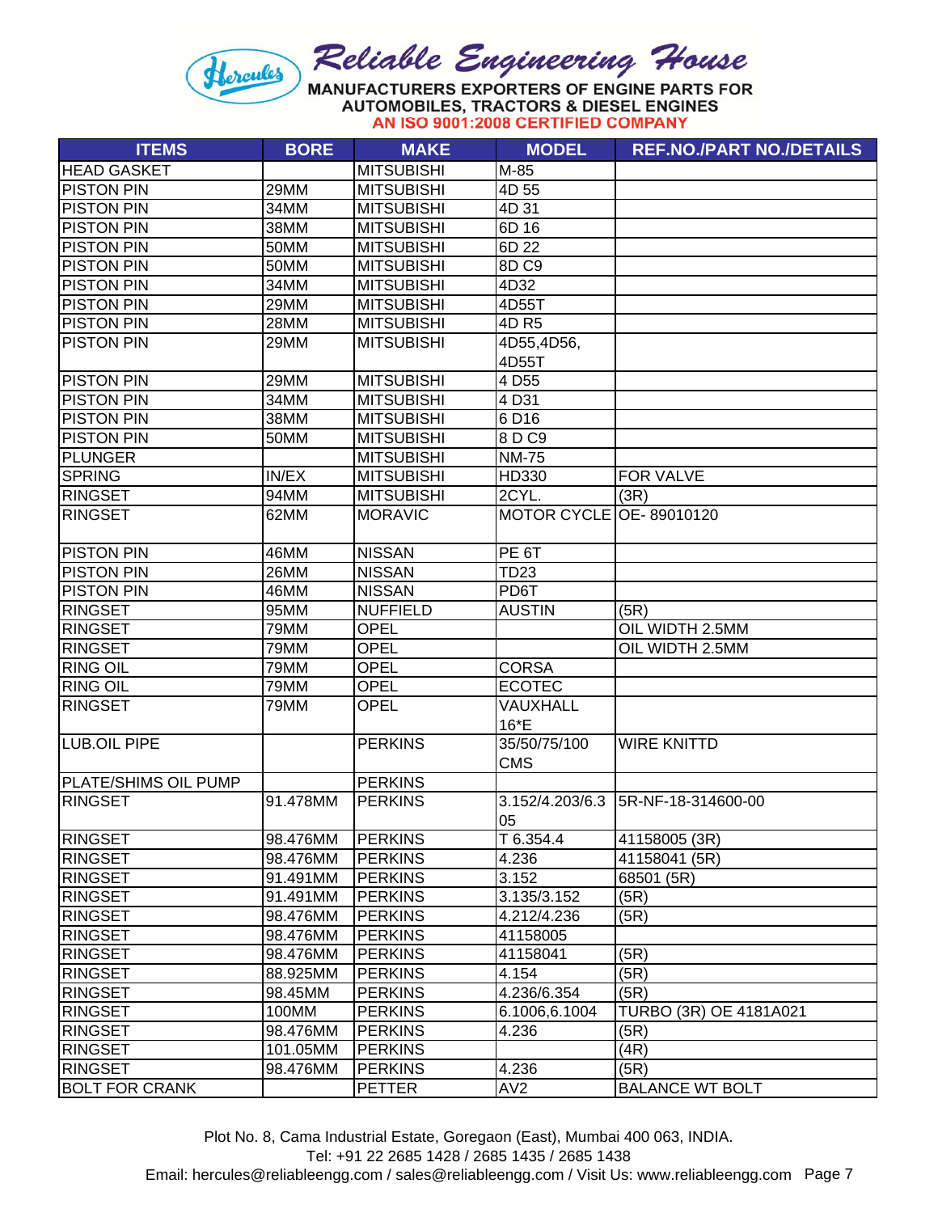# Reliable Engineering House

MANUFACTURERS EXPORTERS OF ENGINE PARTS FOR AUTOMOBILES, TRACTORS & DIESEL ENGINES

AN ISO 9001:2008 CERTIFIED COMPANY

| ITEMS | BORE | MAKE | MODEL | REF.NO./PART NO./DETAILS |
|---|---|---|---|---|
| HEAD GASKET | | MITSUBISHI | M-85 | |
| PISTON PIN | 29MM | MITSUBISHI | 4D 55 | |
| PISTON PIN | 34MM | MITSUBISHI | 4D 31 | |
| PISTON PIN | 38MM | MITSUBISHI | 6D 16 | |
| PISTON PIN | 50MM | MITSUBISHI | 6D 22 | |
| PISTON PIN | 50MM | MITSUBISHI | 8D C9 | |
| PISTON PIN | 34MM | MITSUBISHI | 4D32 | |
| PISTON PIN | 29MM | MITSUBISHI | 4D55T | |
| PISTON PIN | 28MM | MITSUBISHI | 4D R5 | |
| PISTON PIN | 29MM | MITSUBISHI | 4D55,4D56, 4D55T | |
| PISTON PIN | 29MM | MITSUBISHI | 4 D55 | |
| PISTON PIN | 34MM | MITSUBISHI | 4 D31 | |
| PISTON PIN | 38MM | MITSUBISHI | 6 D16 | |
| PISTON PIN | 50MM | MITSUBISHI | 8 D C9 | |
| PLUNGER | | MITSUBISHI | NM-75 | |
| SPRING | IN/EX | MITSUBISHI | HD330 | FOR VALVE |
| RINGSET | 94MM | MITSUBISHI | 2CYL. | (3R) |
| RINGSET | 62MM | MORAVIC | MOTOR CYCLE | OE- 89010120 |
| PISTON PIN | 46MM | NISSAN | PE 6T | |
| PISTON PIN | 26MM | NISSAN | TD23 | |
| PISTON PIN | 46MM | NISSAN | PD6T | |
| RINGSET | 95MM | NUFFIELD | AUSTIN | (5R) |
| RINGSET | 79MM | OPEL | | OIL WIDTH 2.5MM |
| RINGSET | 79MM | OPEL | | OIL WIDTH 2.5MM |
| RING OIL | 79MM | OPEL | CORSA | |
| RING OIL | 79MM | OPEL | ECOTEC | |
| RINGSET | 79MM | OPEL | VAUXHALL 16*E | |
| LUB.OIL PIPE | | PERKINS | 35/50/75/100 CMS | WIRE KNITTD |
| PLATE/SHIMS OIL PUMP | | PERKINS | | |
| RINGSET | 91.478MM | PERKINS | 3.152/4.203/6.305 | 5R-NF-18-314600-00 |
| RINGSET | 98.476MM | PERKINS | T 6.354.4 | 41158005 (3R) |
| RINGSET | 98.476MM | PERKINS | 4.236 | 41158041 (5R) |
| RINGSET | 91.491MM | PERKINS | 3.152 | 68501 (5R) |
| RINGSET | 91.491MM | PERKINS | 3.135/3.152 | (5R) |
| RINGSET | 98.476MM | PERKINS | 4.212/4.236 | (5R) |
| RINGSET | 98.476MM | PERKINS | 41158005 | |
| RINGSET | 98.476MM | PERKINS | 41158041 | (5R) |
| RINGSET | 88.925MM | PERKINS | 4.154 | (5R) |
| RINGSET | 98.45MM | PERKINS | 4.236/6.354 | (5R) |
| RINGSET | 100MM | PERKINS | 6.1006,6.1004 | TURBO (3R) OE 4181A021 |
| RINGSET | 98.476MM | PERKINS | 4.236 | (5R) |
| RINGSET | 101.05MM | PERKINS | | (4R) |
| RINGSET | 98.476MM | PERKINS | 4.236 | (5R) |
| BOLT FOR CRANK | | PETTER | AV2 | BALANCE WT BOLT |

Plot No. 8, Cama Industrial Estate, Goregaon (East), Mumbai 400 063, INDIA.
Tel: +91 22 2685 1428 / 2685 1435 / 2685 1438
Email: hercules@reliableengg.com / sales@reliableengg.com / Visit Us: www.reliableengg.com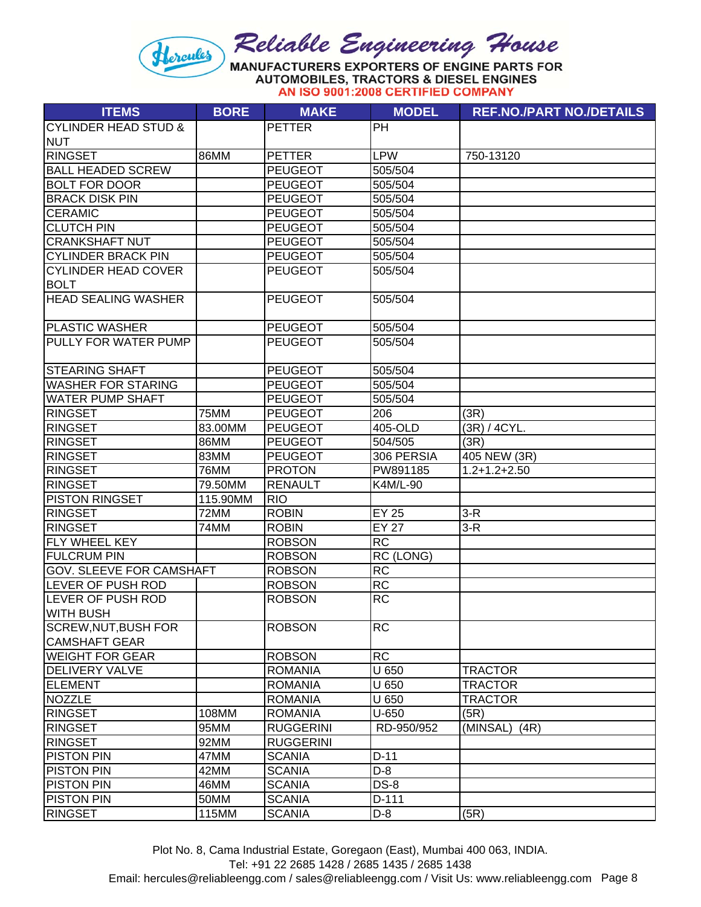| ITEMS | BORE | MAKE | MODEL | REF.NO./PART NO./DETAILS |
|---|---|---|---|---|
| CYLINDER HEAD STUD & NUT | | PETTER | PH | |
| RINGSET | 86MM | PETTER | LPW | 750-13120 |
| BALL HEADED SCREW | | PEUGEOT | 505/504 | |
| BOLT FOR DOOR | | PEUGEOT | 505/504 | |
| BRACK DISK PIN | | PEUGEOT | 505/504 | |
| CERAMIC | | PEUGEOT | 505/504 | |
| CLUTCH PIN | | PEUGEOT | 505/504 | |
| CRANKSHAFT NUT | | PEUGEOT | 505/504 | |
| CYLINDER BRACK PIN | | PEUGEOT | 505/504 | |
| CYLINDER HEAD COVER BOLT | | PEUGEOT | 505/504 | |
| HEAD SEALING WASHER | | PEUGEOT | 505/504 | |
| PLASTIC WASHER | | PEUGEOT | 505/504 | |
| PULLY FOR WATER PUMP | | PEUGEOT | 505/504 | |
| STEARING SHAFT | | PEUGEOT | 505/504 | |
| WASHER FOR STARING | | PEUGEOT | 505/504 | |
| WATER PUMP SHAFT | | PEUGEOT | 505/504 | |
| RINGSET | 75MM | PEUGEOT | 206 | (3R) |
| RINGSET | 83.00MM | PEUGEOT | 405-OLD | (3R) / 4CYL. |
| RINGSET | 86MM | PEUGEOT | 504/505 | (3R) |
| RINGSET | 83MM | PEUGEOT | 306 PERSIA | 405 NEW (3R) |
| RINGSET | 76MM | PROTON | PW891185 | 1.2+1.2+2.50 |
| RINGSET | 79.50MM | RENAULT | K4M/L-90 | |
| PISTON RINGSET | 115.90MM | RIO | | |
| RINGSET | 72MM | ROBIN | EY 25 | 3-R |
| RINGSET | 74MM | ROBIN | EY 27 | 3-R |
| FLY WHEEL KEY | | ROBSON | RC | |
| FULCRUM PIN | | ROBSON | RC (LONG) | |
| GOV. SLEEVE FOR CAMSHAFT | | ROBSON | RC | |
| LEVER OF PUSH ROD | | ROBSON | RC | |
| LEVER OF PUSH ROD WITH BUSH | | ROBSON | RC | |
| SCREW,NUT,BUSH FOR CAMSHAFT GEAR | | ROBSON | RC | |
| WEIGHT FOR GEAR | | ROBSON | RC | |
| DELIVERY VALVE | | ROMANIA | U 650 | TRACTOR |
| ELEMENT | | ROMANIA | U 650 | TRACTOR |
| NOZZLE | | ROMANIA | U 650 | TRACTOR |
| RINGSET | 108MM | ROMANIA | U-650 | (5R) |
| RINGSET | 95MM | RUGGERINI | RD-950/952 | (MINSAL) (4R) |
| RINGSET | 92MM | RUGGERINI | | |
| PISTON PIN | 47MM | SCANIA | D-11 | |
| PISTON PIN | 42MM | SCANIA | D-8 | |
| PISTON PIN | 46MM | SCANIA | DS-8 | |
| PISTON PIN | 50MM | SCANIA | D-111 | |
| RINGSET | 115MM | SCANIA | D-8 | (5R) |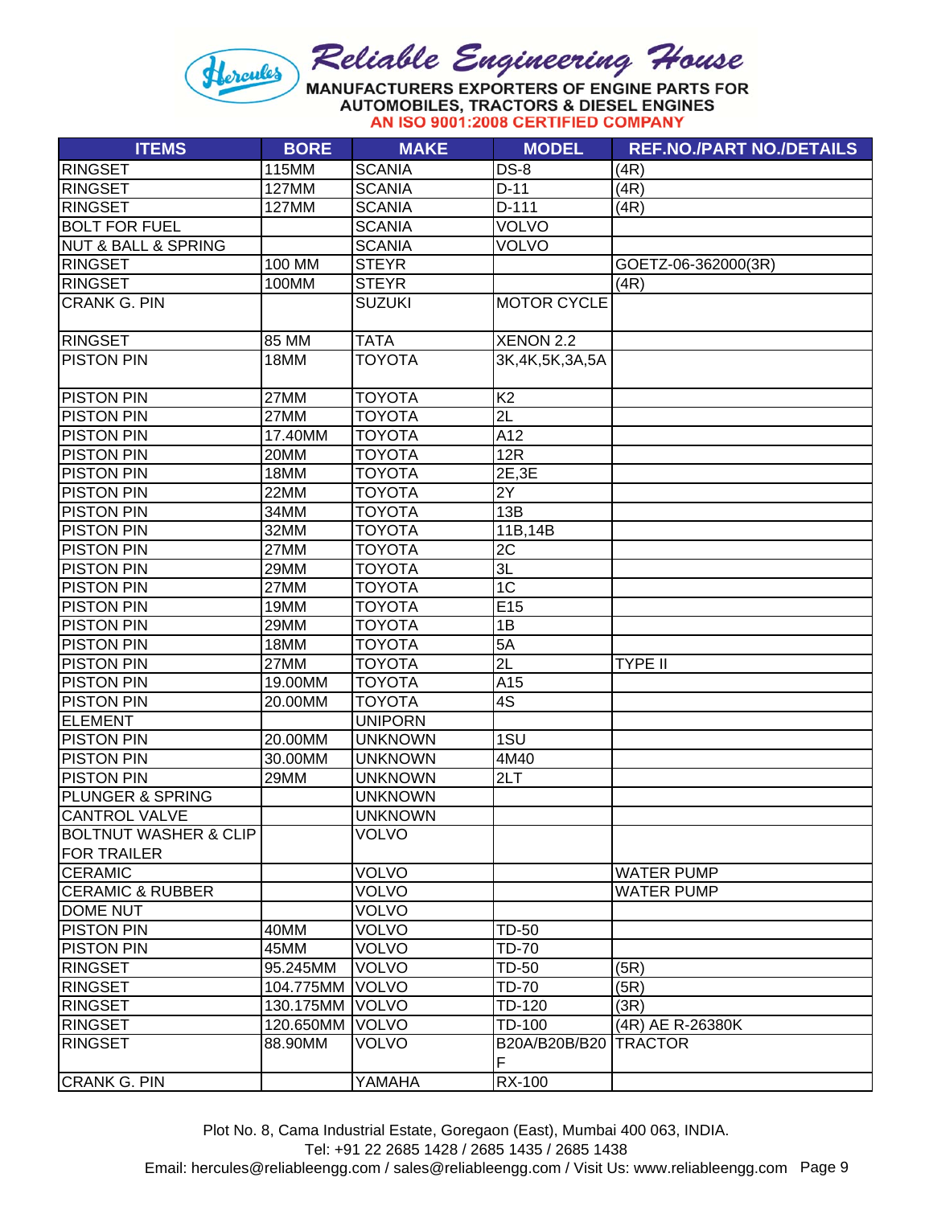# Reliable Engineering House

MANUFACTURERS EXPORTERS OF ENGINE PARTS FOR AUTOMOBILES, TRACTORS & DIESEL ENGINES

AN ISO 9001:2008 CERTIFIED COMPANY

| ITEMS | BORE | MAKE | MODEL | REF.NO./PART NO./DETAILS |
|---|---|---|---|---|
| RINGSET | 115MM | SCANIA | DS-8 | (4R) |
| RINGSET | 127MM | SCANIA | D-11 | (4R) |
| RINGSET | 127MM | SCANIA | D-111 | (4R) |
| BOLT FOR FUEL | | SCANIA | VOLVO | |
| NUT & BALL & SPRING | | SCANIA | VOLVO | |
| RINGSET | 100 MM | STEYR | | GOETZ-06-362000(3R) |
| RINGSET | 100MM | STEYR | | (4R) |
| CRANK G. PIN | | SUZUKI | MOTOR CYCLE | |
| RINGSET | 85 MM | TATA | XENON 2.2 | |
| PISTON PIN | 18MM | TOYOTA | 3K,4K,5K,3A,5A | |
| PISTON PIN | 27MM | TOYOTA | K2 | |
| PISTON PIN | 27MM | TOYOTA | 2L | |
| PISTON PIN | 17.40MM | TOYOTA | A12 | |
| PISTON PIN | 20MM | TOYOTA | 12R | |
| PISTON PIN | 18MM | TOYOTA | 2E,3E | |
| PISTON PIN | 22MM | TOYOTA | 2Y | |
| PISTON PIN | 34MM | TOYOTA | 13B | |
| PISTON PIN | 32MM | TOYOTA | 11B,14B | |
| PISTON PIN | 27MM | TOYOTA | 2C | |
| PISTON PIN | 29MM | TOYOTA | 3L | |
| PISTON PIN | 27MM | TOYOTA | 1C | |
| PISTON PIN | 19MM | TOYOTA | E15 | |
| PISTON PIN | 29MM | TOYOTA | 1B | |
| PISTON PIN | 18MM | TOYOTA | 5A | |
| PISTON PIN | 27MM | TOYOTA | 2L | TYPE II |
| PISTON PIN | 19.00MM | TOYOTA | A15 | |
| PISTON PIN | 20.00MM | TOYOTA | 4S | |
| ELEMENT | | UNIPORN | | |
| PISTON PIN | 20.00MM | UNKNOWN | 1SU | |
| PISTON PIN | 30.00MM | UNKNOWN | 4M40 | |
| PISTON PIN | 29MM | UNKNOWN | 2LT | |
| PLUNGER & SPRING | | UNKNOWN | | |
| CANTROL VALVE | | UNKNOWN | | |
| BOLTNUT WASHER & CLIP FOR TRAILER | | VOLVO | | |
| CERAMIC | | VOLVO | | WATER PUMP |
| CERAMIC & RUBBER | | VOLVO | | WATER PUMP |
| DOME NUT | | VOLVO | | |
| PISTON PIN | 40MM | VOLVO | TD-50 | |
| PISTON PIN | 45MM | VOLVO | TD-70 | |
| RINGSET | 95.245MM | VOLVO | TD-50 | (5R) |
| RINGSET | 104.775MM | VOLVO | TD-70 | (5R) |
| RINGSET | 130.175MM | VOLVO | TD-120 | (3R) |
| RINGSET | 120.650MM | VOLVO | TD-100 | (4R) AE R-26380K |
| RINGSET | 88.90MM | VOLVO | B20A/B20B/B20F | TRACTOR |
| CRANK G. PIN | | YAMAHA | RX-100 | |

Plot No. 8, Cama Industrial Estate, Goregaon (East), Mumbai 400 063, INDIA.
Tel: +91 22 2685 1428 / 2685 1435 / 2685 1438
Email: hercules@reliableengg.com / sales@reliableengg.com / Visit Us: www.reliableengg.com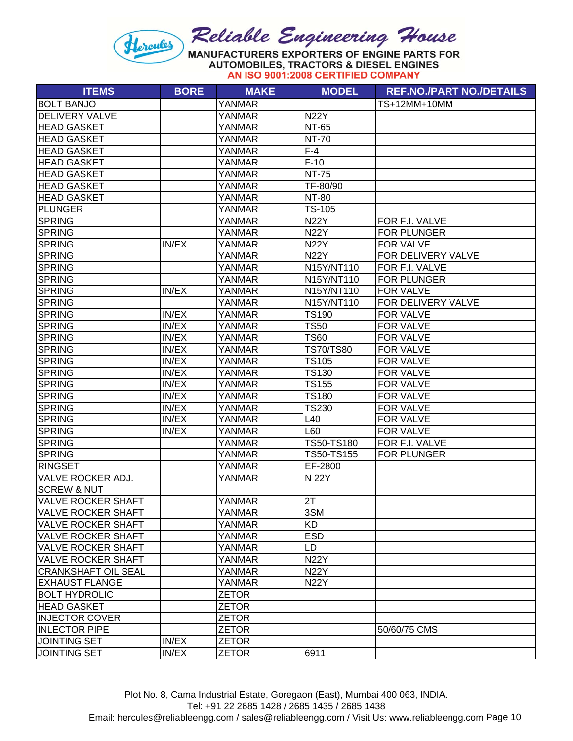# Reliable Engineering House

MANUFACTURERS EXPORTERS OF ENGINE PARTS FOR AUTOMOBILES, TRACTORS & DIESEL ENGINES

AN ISO 9001:2008 CERTIFIED COMPANY

| ITEMS | BORE | MAKE | MODEL | REF.NO./PART NO./DETAILS |
|---|---|---|---|---|
| BOLT BANJO | | YANMAR | | TS+12MM+10MM |
| DELIVERY VALVE | | YANMAR | N22Y | |
| HEAD GASKET | | YANMAR | NT-65 | |
| HEAD GASKET | | YANMAR | NT-70 | |
| HEAD GASKET | | YANMAR | F-4 | |
| HEAD GASKET | | YANMAR | F-10 | |
| HEAD GASKET | | YANMAR | NT-75 | |
| HEAD GASKET | | YANMAR | TF-80/90 | |
| HEAD GASKET | | YANMAR | NT-80 | |
| PLUNGER | | YANMAR | TS-105 | |
| SPRING | | YANMAR | N22Y | FOR F.I. VALVE |
| SPRING | | YANMAR | N22Y | FOR PLUNGER |
| SPRING | IN/EX | YANMAR | N22Y | FOR VALVE |
| SPRING | | YANMAR | N22Y | FOR DELIVERY VALVE |
| SPRING | | YANMAR | N15Y/NT110 | FOR F.I. VALVE |
| SPRING | | YANMAR | N15Y/NT110 | FOR PLUNGER |
| SPRING | IN/EX | YANMAR | N15Y/NT110 | FOR VALVE |
| SPRING | | YANMAR | N15Y/NT110 | FOR DELIVERY VALVE |
| SPRING | IN/EX | YANMAR | TS190 | FOR VALVE |
| SPRING | IN/EX | YANMAR | TS50 | FOR VALVE |
| SPRING | IN/EX | YANMAR | TS60 | FOR VALVE |
| SPRING | IN/EX | YANMAR | TS70/TS80 | FOR VALVE |
| SPRING | IN/EX | YANMAR | TS105 | FOR VALVE |
| SPRING | IN/EX | YANMAR | TS130 | FOR VALVE |
| SPRING | IN/EX | YANMAR | TS155 | FOR VALVE |
| SPRING | IN/EX | YANMAR | TS180 | FOR VALVE |
| SPRING | IN/EX | YANMAR | TS230 | FOR VALVE |
| SPRING | IN/EX | YANMAR | L40 | FOR VALVE |
| SPRING | IN/EX | YANMAR | L60 | FOR VALVE |
| SPRING | | YANMAR | TS50-TS180 | FOR F.I. VALVE |
| SPRING | | YANMAR | TS50-TS155 | FOR PLUNGER |
| RINGSET | | YANMAR | EF-2800 | |
| VALVE ROCKER ADJ. SCREW & NUT | | YANMAR | N 22Y | |
| VALVE ROCKER SHAFT | | YANMAR | 2T | |
| VALVE ROCKER SHAFT | | YANMAR | 3SM | |
| VALVE ROCKER SHAFT | | YANMAR | KD | |
| VALVE ROCKER SHAFT | | YANMAR | ESD | |
| VALVE ROCKER SHAFT | | YANMAR | LD | |
| VALVE ROCKER SHAFT | | YANMAR | N22Y | |
| CRANKSHAFT OIL SEAL | | YANMAR | N22Y | |
| EXHAUST FLANGE | | YANMAR | N22Y | |
| BOLT HYDROLIC | | ZETOR | | |
| HEAD GASKET | | ZETOR | | |
| INJECTOR COVER | | ZETOR | | |
| INLECTOR PIPE | | ZETOR | | 50/60/75 CMS |
| JOINTING SET | IN/EX | ZETOR | | |
| JOINTING SET | IN/EX | ZETOR | 6911 | |

Plot No. 8, Cama Industrial Estate, Goregaon (East), Mumbai 400 063, INDIA.
Tel: +91 22 2685 1428 / 2685 1435 / 2685 1438
Email: hercules@reliableengg.com / sales@reliableengg.com / Visit Us: www.reliableengg.com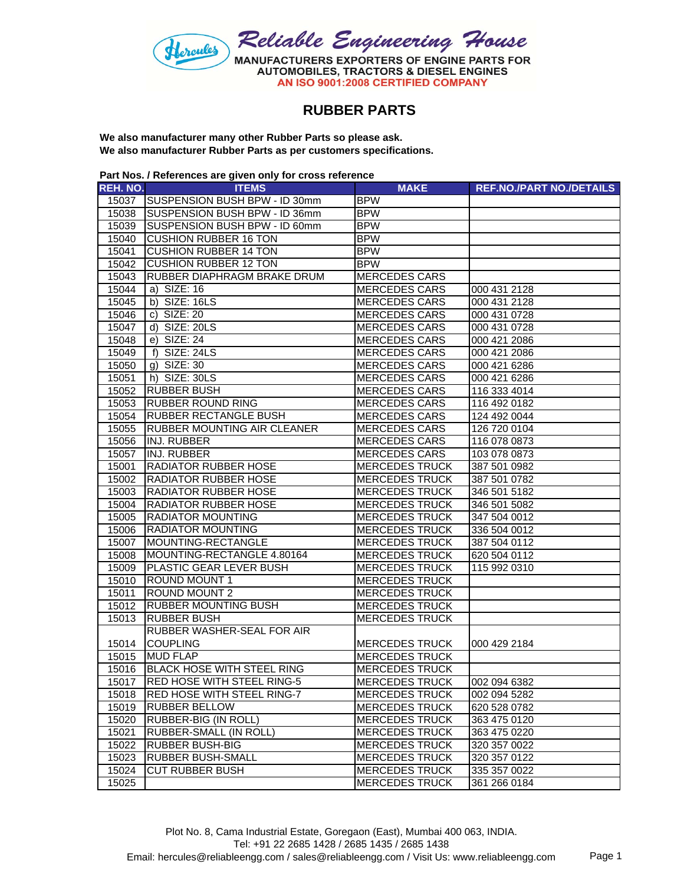# Reliable Engineering House

**MANUFACTURERS EXPORTERS OF ENGINE PARTS FOR AUTOMOBILES, TRACTORS & DIESEL ENGINES**
**AN ISO 9001:2008 CERTIFIED COMPANY**

## RUBBER PARTS

**We also manufacturer many other Rubber Parts so please ask.**
**We also manufacturer Rubber Parts as per customers specifications.**

**Part Nos. / References are given only for cross reference**

| REH. NO. | ITEMS | MAKE | REF.NO./PART NO./DETAILS |
|---|---|---|---|
| 15037 | SUSPENSION BUSH BPW - ID 30mm | BPW | |
| 15038 | SUSPENSION BUSH BPW - ID 36mm | BPW | |
| 15039 | SUSPENSION BUSH BPW - ID 60mm | BPW | |
| 15040 | CUSHION RUBBER 16 TON | BPW | |
| 15041 | CUSHION RUBBER 14 TON | BPW | |
| 15042 | CUSHION RUBBER 12 TON | BPW | |
| 15043 | RUBBER DIAPHRAGM BRAKE DRUM | MERCEDES CARS | |
| 15044 | a) SIZE: 16 | MERCEDES CARS | 000 431 2128 |
| 15045 | b) SIZE: 16LS | MERCEDES CARS | 000 431 2128 |
| 15046 | c) SIZE: 20 | MERCEDES CARS | 000 431 0728 |
| 15047 | d) SIZE: 20LS | MERCEDES CARS | 000 431 0728 |
| 15048 | e) SIZE: 24 | MERCEDES CARS | 000 421 2086 |
| 15049 | f) SIZE: 24LS | MERCEDES CARS | 000 421 2086 |
| 15050 | g) SIZE: 30 | MERCEDES CARS | 000 421 6286 |
| 15051 | h) SIZE: 30LS | MERCEDES CARS | 000 421 6286 |
| 15052 | RUBBER BUSH | MERCEDES CARS | 116 333 4014 |
| 15053 | RUBBER ROUND RING | MERCEDES CARS | 116 492 0182 |
| 15054 | RUBBER RECTANGLE BUSH | MERCEDES CARS | 124 492 0044 |
| 15055 | RUBBER MOUNTING AIR CLEANER | MERCEDES CARS | 126 720 0104 |
| 15056 | INJ. RUBBER | MERCEDES CARS | 116 078 0873 |
| 15057 | INJ. RUBBER | MERCEDES CARS | 103 078 0873 |
| 15001 | RADIATOR RUBBER HOSE | MERCEDES TRUCK | 387 501 0982 |
| 15002 | RADIATOR RUBBER HOSE | MERCEDES TRUCK | 387 501 0782 |
| 15003 | RADIATOR RUBBER HOSE | MERCEDES TRUCK | 346 501 5182 |
| 15004 | RADIATOR RUBBER HOSE | MERCEDES TRUCK | 346 501 5082 |
| 15005 | RADIATOR MOUNTING | MERCEDES TRUCK | 347 504 0012 |
| 15006 | RADIATOR MOUNTING | MERCEDES TRUCK | 336 504 0012 |
| 15007 | MOUNTING-RECTANGLE | MERCEDES TRUCK | 387 504 0112 |
| 15008 | MOUNTING-RECTANGLE 4.80164 | MERCEDES TRUCK | 620 504 0112 |
| 15009 | PLASTIC GEAR LEVER BUSH | MERCEDES TRUCK | 115 992 0310 |
| 15010 | ROUND MOUNT 1 | MERCEDES TRUCK | |
| 15011 | ROUND MOUNT 2 | MERCEDES TRUCK | |
| 15012 | RUBBER MOUNTING BUSH | MERCEDES TRUCK | |
| 15013 | RUBBER BUSH | MERCEDES TRUCK | |
| 15014 | RUBBER WASHER-SEAL FOR AIR COUPLING | MERCEDES TRUCK | 000 429 2184 |
| 15015 | MUD FLAP | MERCEDES TRUCK | |
| 15016 | BLACK HOSE WITH STEEL RING | MERCEDES TRUCK | |
| 15017 | RED HOSE WITH STEEL RING-5 | MERCEDES TRUCK | 002 094 6382 |
| 15018 | RED HOSE WITH STEEL RING-7 | MERCEDES TRUCK | 002 094 5282 |
| 15019 | RUBBER BELLOW | MERCEDES TRUCK | 620 528 0782 |
| 15020 | RUBBER-BIG (IN ROLL) | MERCEDES TRUCK | 363 475 0120 |
| 15021 | RUBBER-SMALL (IN ROLL) | MERCEDES TRUCK | 363 475 0220 |
| 15022 | RUBBER BUSH-BIG | MERCEDES TRUCK | 320 357 0022 |
| 15023 | RUBBER BUSH-SMALL | MERCEDES TRUCK | 320 357 0122 |
| 15024 | CUT RUBBER BUSH | MERCEDES TRUCK | 335 357 0022 |
| 15025 | | MERCEDES TRUCK | 361 266 0184 |

Plot No. 8, Cama Industrial Estate, Goregaon (East), Mumbai 400 063, INDIA.
Tel: +91 22 2685 1428 / 2685 1435 / 2685 1438
Email: hercules@reliableengg.com / sales@reliableengg.com / Visit Us: www.reliableengg.com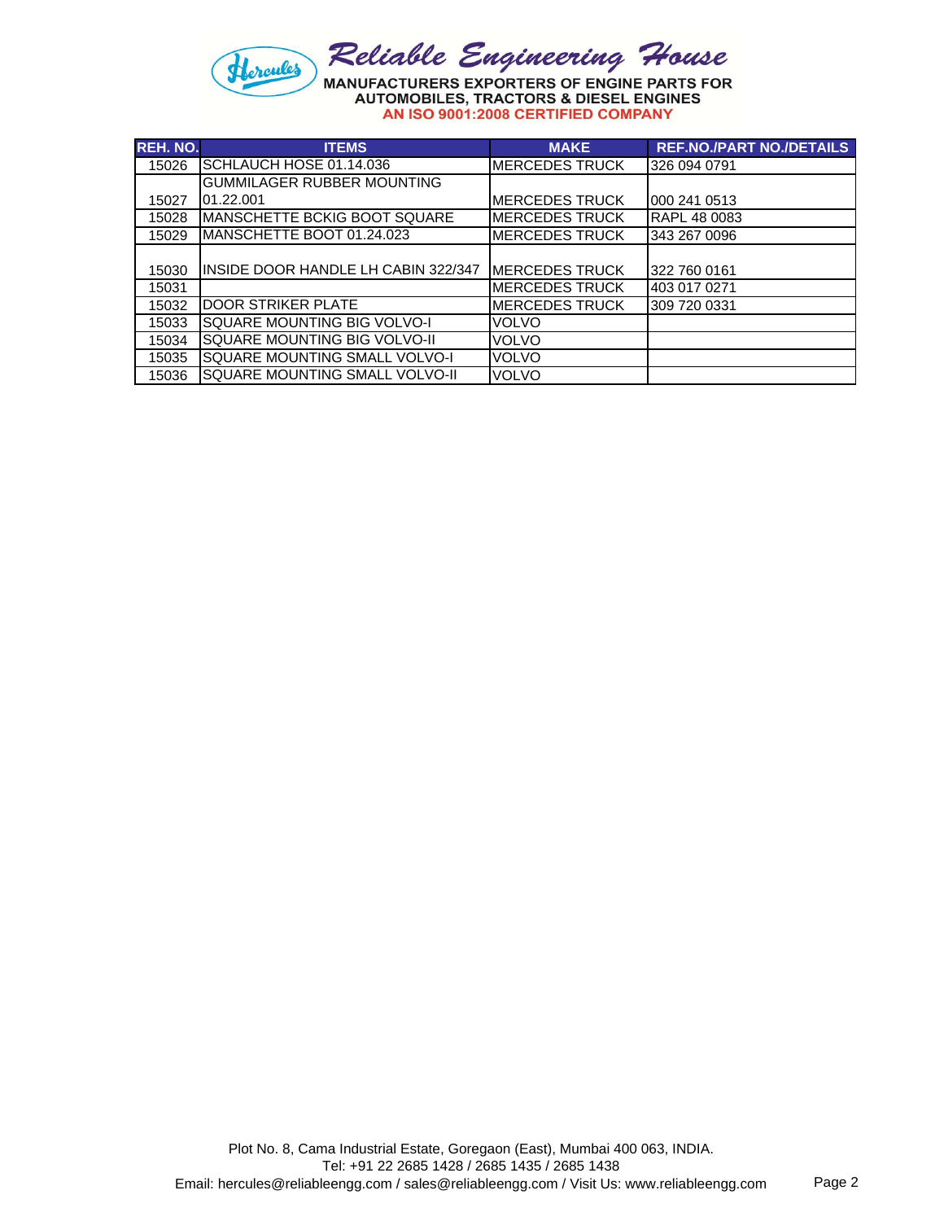# Reliable Engineering House

**MANUFACTURERS EXPORTERS OF ENGINE PARTS FOR AUTOMOBILES, TRACTORS & DIESEL ENGINES**

**AN ISO 9001:2008 CERTIFIED COMPANY**

| REH. NO. | ITEMS | MAKE | REF.NO./PART NO./DETAILS |
|---|---|---|---|
| 15026 | SCHLAUCH HOSE 01.14.036 | MERCEDES TRUCK | 326 094 0791 |
| 15027 | GUMMILAGER RUBBER MOUNTING 01.22.001 | MERCEDES TRUCK | 000 241 0513 |
| 15028 | MANSCHETTE BCKIG BOOT SQUARE | MERCEDES TRUCK | RAPL 48 0083 |
| 15029 | MANSCHETTE BOOT 01.24.023 | MERCEDES TRUCK | 343 267 0096 |
| 15030 | INSIDE DOOR HANDLE LH CABIN 322/347 | MERCEDES TRUCK | 322 760 0161 |
| 15031 | | MERCEDES TRUCK | 403 017 0271 |
| 15032 | DOOR STRIKER PLATE | MERCEDES TRUCK | 309 720 0331 |
| 15033 | SQUARE MOUNTING BIG VOLVO-I | VOLVO | |
| 15034 | SQUARE MOUNTING BIG VOLVO-II | VOLVO | |
| 15035 | SQUARE MOUNTING SMALL VOLVO-I | VOLVO | |
| 15036 | SQUARE MOUNTING SMALL VOLVO-II | VOLVO | |

Plot No. 8, Cama Industrial Estate, Goregaon (East), Mumbai 400 063, INDIA.
Tel: +91 22 2685 1428 / 2685 1435 / 2685 1438
Email: hercules@reliableengg.com / sales@reliableengg.com / Visit Us: www.reliableengg.com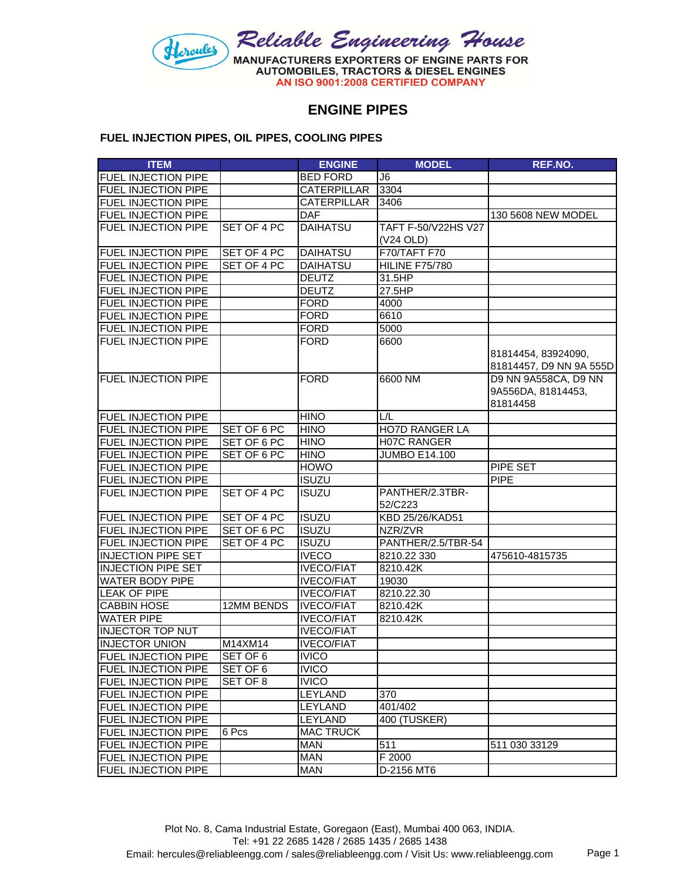Hercules

# Reliable Engineering House

MANUFACTURERS EXPORTERS OF ENGINE PARTS FOR AUTOMOBILES, TRACTORS & DIESEL ENGINES

AN ISO 9001:2008 CERTIFIED COMPANY

## ENGINE PIPES

### FUEL INJECTION PIPES, OIL PIPES, COOLING PIPES

| ITEM | | ENGINE | MODEL | REF.NO. |
|---|---|---|---|---|
| FUEL INJECTION PIPE | | BED FORD | J6 | |
| FUEL INJECTION PIPE | | CATERPILLAR | 3304 | |
| FUEL INJECTION PIPE | | CATERPILLAR | 3406 | |
| FUEL INJECTION PIPE | | DAF | | 130 5608 NEW MODEL |
| FUEL INJECTION PIPE | SET OF 4 PC | DAIHATSU | TAFT F-50/V22HS V27 (V24 OLD) | |
| FUEL INJECTION PIPE | SET OF 4 PC | DAIHATSU | F70/TAFT F70 | |
| FUEL INJECTION PIPE | SET OF 4 PC | DAIHATSU | HILINE F75/780 | |
| FUEL INJECTION PIPE | | DEUTZ | 31.5HP | |
| FUEL INJECTION PIPE | | DEUTZ | 27.5HP | |
| FUEL INJECTION PIPE | | FORD | 4000 | |
| FUEL INJECTION PIPE | | FORD | 6610 | |
| FUEL INJECTION PIPE | | FORD | 5000 | |
| FUEL INJECTION PIPE | | FORD | 6600 | 81814454, 83924090, 81814457, D9 NN 9A 555D |
| FUEL INJECTION PIPE | | FORD | 6600 NM | D9 NN 9A558CA, D9 NN 9A556DA, 81814453, 81814458 |
| FUEL INJECTION PIPE | | HINO | L/L | |
| FUEL INJECTION PIPE | SET OF 6 PC | HINO | HO7D RANGER LA | |
| FUEL INJECTION PIPE | SET OF 6 PC | HINO | H07C RANGER | |
| FUEL INJECTION PIPE | SET OF 6 PC | HINO | JUMBO E14.100 | |
| FUEL INJECTION PIPE | | HOWO | | PIPE SET |
| FUEL INJECTION PIPE | | ISUZU | | PIPE |
| FUEL INJECTION PIPE | SET OF 4 PC | ISUZU | PANTHER/2.3TBR-52/C223 | |
| FUEL INJECTION PIPE | SET OF 4 PC | ISUZU | KBD 25/26/KAD51 | |
| FUEL INJECTION PIPE | SET OF 6 PC | ISUZU | NZR/ZVR | |
| FUEL INJECTION PIPE | SET OF 4 PC | ISUZU | PANTHER/2.5/TBR-54 | |
| INJECTION PIPE SET | | IVECO | 8210.22 330 | 475610-4815735 |
| INJECTION PIPE SET | | IVECO/FIAT | 8210.42K | |
| WATER BODY PIPE | | IVECO/FIAT | 19030 | |
| LEAK OF PIPE | | IVECO/FIAT | 8210.22.30 | |
| CABBIN HOSE | 12MM BENDS | IVECO/FIAT | 8210.42K | |
| WATER PIPE | | IVECO/FIAT | 8210.42K | |
| INJECTOR TOP NUT | | IVECO/FIAT | | |
| INJECTOR UNION | M14XM14 | IVECO/FIAT | | |
| FUEL INJECTION PIPE | SET OF 6 | IVICO | | |
| FUEL INJECTION PIPE | SET OF 6 | IVICO | | |
| FUEL INJECTION PIPE | SET OF 8 | IVICO | | |
| FUEL INJECTION PIPE | | LEYLAND | 370 | |
| FUEL INJECTION PIPE | | LEYLAND | 401/402 | |
| FUEL INJECTION PIPE | | LEYLAND | 400 (TUSKER) | |
| FUEL INJECTION PIPE | 6 Pcs | MAC TRUCK | | |
| FUEL INJECTION PIPE | | MAN | 511 | 511 030 33129 |
| FUEL INJECTION PIPE | | MAN | F 2000 | |
| FUEL INJECTION PIPE | | MAN | D-2156 MT6 | |

Plot No. 8, Cama Industrial Estate, Goregaon (East), Mumbai 400 063, INDIA.
Tel: +91 22 2685 1428 / 2685 1435 / 2685 1438
Email: hercules@reliableengg.com / sales@reliableengg.com / Visit Us: www.reliableengg.com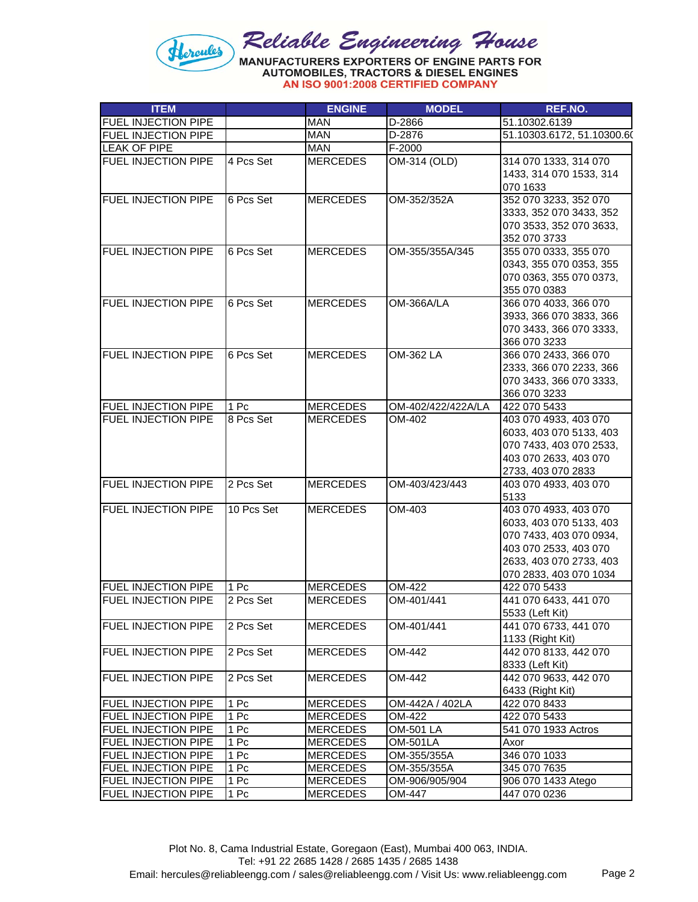# Reliable Engineering House

**MANUFACTURERS EXPORTERS OF ENGINE PARTS FOR AUTOMOBILES, TRACTORS & DIESEL ENGINES**

**AN ISO 9001:2008 CERTIFIED COMPANY**

| ITEM | | ENGINE | MODEL | REF.NO. |
|---|---|---|---|---|
| FUEL INJECTION PIPE | | MAN | D-2866 | 51.10302.6139 |
| FUEL INJECTION PIPE | | MAN | D-2876 | 51.10303.6172, 51.10300.60 |
| LEAK OF PIPE | | MAN | F-2000 | |
| FUEL INJECTION PIPE | 4 Pcs Set | MERCEDES | OM-314 (OLD) | 314 070 1333, 314 070 1433, 314 070 1533, 314 070 1633 |
| FUEL INJECTION PIPE | 6 Pcs Set | MERCEDES | OM-352/352A | 352 070 3233, 352 070 3333, 352 070 3433, 352 070 3533, 352 070 3633, 352 070 3733 |
| FUEL INJECTION PIPE | 6 Pcs Set | MERCEDES | OM-355/355A/345 | 355 070 0333, 355 070 0343, 355 070 0353, 355 070 0363, 355 070 0373, 355 070 0383 |
| FUEL INJECTION PIPE | 6 Pcs Set | MERCEDES | OM-366A/LA | 366 070 4033, 366 070 3933, 366 070 3833, 366 070 3433, 366 070 3333, 366 070 3233 |
| FUEL INJECTION PIPE | 6 Pcs Set | MERCEDES | OM-362 LA | 366 070 2433, 366 070 2333, 366 070 2233, 366 070 3433, 366 070 3333, 366 070 3233 |
| FUEL INJECTION PIPE | 1 Pc | MERCEDES | OM-402/422/422A/LA | 422 070 5433 |
| FUEL INJECTION PIPE | 8 Pcs Set | MERCEDES | OM-402 | 403 070 4933, 403 070 6033, 403 070 5133, 403 070 7433, 403 070 2533, 403 070 2633, 403 070 2733, 403 070 2833 |
| FUEL INJECTION PIPE | 2 Pcs Set | MERCEDES | OM-403/423/443 | 403 070 4933, 403 070 5133 |
| FUEL INJECTION PIPE | 10 Pcs Set | MERCEDES | OM-403 | 403 070 4933, 403 070 6033, 403 070 5133, 403 070 7433, 403 070 0934, 403 070 2533, 403 070 2633, 403 070 2733, 403 070 2833, 403 070 1034 |
| FUEL INJECTION PIPE | 1 Pc | MERCEDES | OM-422 | 422 070 5433 |
| FUEL INJECTION PIPE | 2 Pcs Set | MERCEDES | OM-401/441 | 441 070 6433, 441 070 5533 (Left Kit) |
| FUEL INJECTION PIPE | 2 Pcs Set | MERCEDES | OM-401/441 | 441 070 6733, 441 070 1133 (Right Kit) |
| FUEL INJECTION PIPE | 2 Pcs Set | MERCEDES | OM-442 | 442 070 8133, 442 070 8333 (Left Kit) |
| FUEL INJECTION PIPE | 2 Pcs Set | MERCEDES | OM-442 | 442 070 9633, 442 070 6433 (Right Kit) |
| FUEL INJECTION PIPE | 1 Pc | MERCEDES | OM-442A / 402LA | 422 070 8433 |
| FUEL INJECTION PIPE | 1 Pc | MERCEDES | OM-422 | 422 070 5433 |
| FUEL INJECTION PIPE | 1 Pc | MERCEDES | OM-501 LA | 541 070 1933 Actros |
| FUEL INJECTION PIPE | 1 Pc | MERCEDES | OM-501LA | Axor |
| FUEL INJECTION PIPE | 1 Pc | MERCEDES | OM-355/355A | 346 070 1033 |
| FUEL INJECTION PIPE | 1 Pc | MERCEDES | OM-355/355A | 345 070 7635 |
| FUEL INJECTION PIPE | 1 Pc | MERCEDES | OM-906/905/904 | 906 070 1433 Atego |
| FUEL INJECTION PIPE | 1 Pc | MERCEDES | OM-447 | 447 070 0236 |

Plot No. 8, Cama Industrial Estate, Goregaon (East), Mumbai 400 063, INDIA.
Tel: +91 22 2685 1428 / 2685 1435 / 2685 1438
Email: hercules@reliableengg.com / sales@reliableengg.com / Visit Us: www.reliableengg.com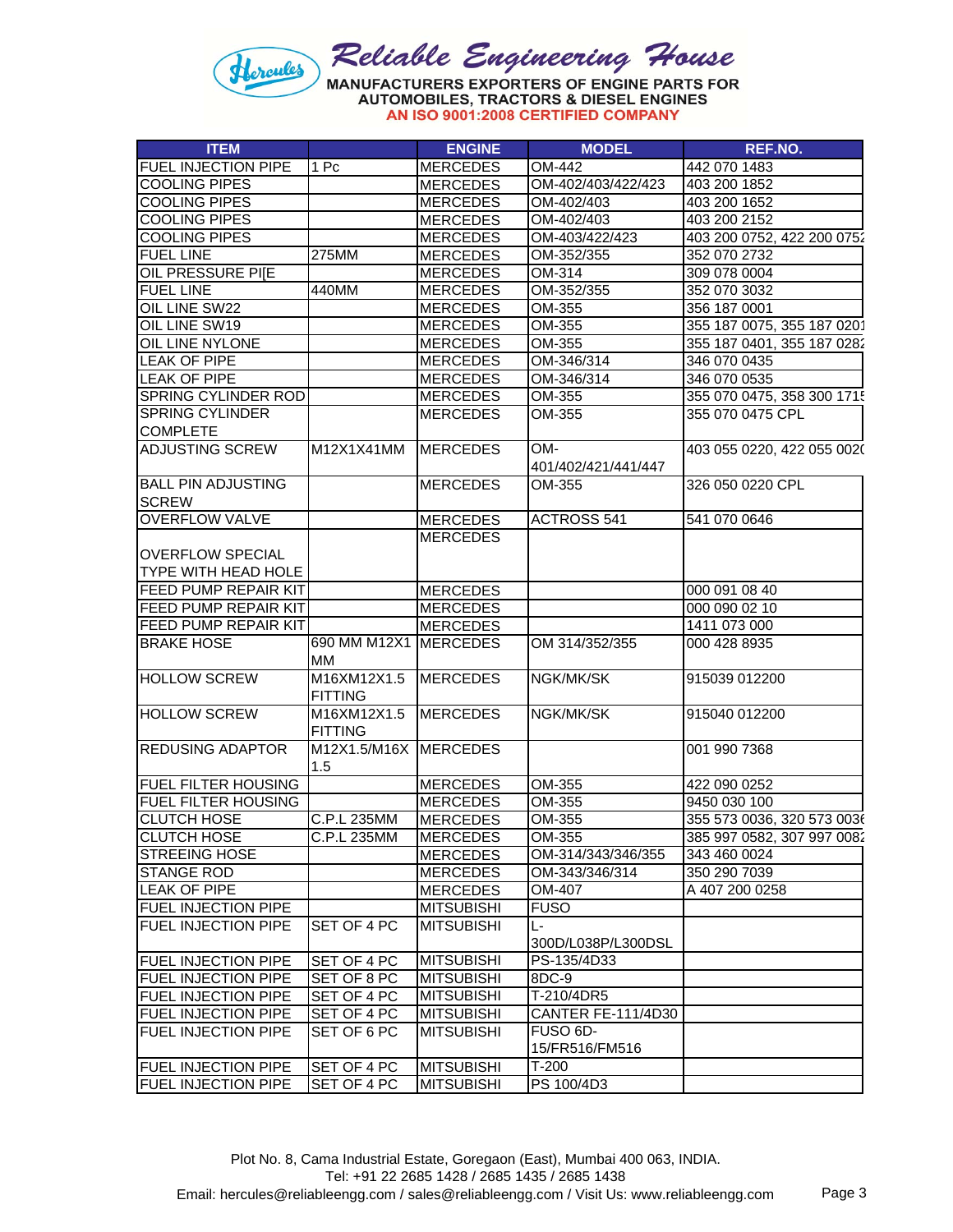# Reliable Engineering House

**MANUFACTURERS EXPORTERS OF ENGINE PARTS FOR AUTOMOBILES, TRACTORS & DIESEL ENGINES**

**AN ISO 9001:2008 CERTIFIED COMPANY**

| ITEM | | ENGINE | MODEL | REF.NO. |
|---|---|---|---|---|
| FUEL INJECTION PIPE | 1 Pc | MERCEDES | OM-442 | 442 070 1483 |
| COOLING PIPES | | MERCEDES | OM-402/403/422/423 | 403 200 1852 |
| COOLING PIPES | | MERCEDES | OM-402/403 | 403 200 1652 |
| COOLING PIPES | | MERCEDES | OM-402/403 | 403 200 2152 |
| COOLING PIPES | | MERCEDES | OM-403/422/423 | 403 200 0752, 422 200 0752 |
| FUEL LINE | 275MM | MERCEDES | OM-352/355 | 352 070 2732 |
| OIL PRESSURE PI[E | | MERCEDES | OM-314 | 309 078 0004 |
| FUEL LINE | 440MM | MERCEDES | OM-352/355 | 352 070 3032 |
| OIL LINE SW22 | | MERCEDES | OM-355 | 356 187 0001 |
| OIL LINE SW19 | | MERCEDES | OM-355 | 355 187 0075, 355 187 0201 |
| OIL LINE NYLONE | | MERCEDES | OM-355 | 355 187 0401, 355 187 0282 |
| LEAK OF PIPE | | MERCEDES | OM-346/314 | 346 070 0435 |
| LEAK OF PIPE | | MERCEDES | OM-346/314 | 346 070 0535 |
| SPRING CYLINDER ROD | | MERCEDES | OM-355 | 355 070 0475, 358 300 1715 |
| SPRING CYLINDER COMPLETE | | MERCEDES | OM-355 | 355 070 0475 CPL |
| ADJUSTING SCREW | M12X1X41MM | MERCEDES | OM-401/402/421/441/447 | 403 055 0220, 422 055 0020 |
| BALL PIN ADJUSTING SCREW | | MERCEDES | OM-355 | 326 050 0220 CPL |
| OVERFLOW VALVE | | MERCEDES | ACTROSS 541 | 541 070 0646 |
| OVERFLOW SPECIAL TYPE WITH HEAD HOLE | | MERCEDES | | |
| FEED PUMP REPAIR KIT | | MERCEDES | | 000 091 08 40 |
| FEED PUMP REPAIR KIT | | MERCEDES | | 000 090 02 10 |
| FEED PUMP REPAIR KIT | | MERCEDES | | 1411 073 000 |
| BRAKE HOSE | 690 MM M12X1 MM | MERCEDES | OM 314/352/355 | 000 428 8935 |
| HOLLOW SCREW | M16XM12X1.5 FITTING | MERCEDES | NGK/MK/SK | 915039 012200 |
| HOLLOW SCREW | M16XM12X1.5 FITTING | MERCEDES | NGK/MK/SK | 915040 012200 |
| REDUSING ADAPTOR | M12X1.5/M16X 1.5 | MERCEDES | | 001 990 7368 |
| FUEL FILTER HOUSING | | MERCEDES | OM-355 | 422 090 0252 |
| FUEL FILTER HOUSING | | MERCEDES | OM-355 | 9450 030 100 |
| CLUTCH HOSE | C.P.L 235MM | MERCEDES | OM-355 | 355 573 0036, 320 573 0036 |
| CLUTCH HOSE | C.P.L 235MM | MERCEDES | OM-355 | 385 997 0582, 307 997 0082 |
| STREEING HOSE | | MERCEDES | OM-314/343/346/355 | 343 460 0024 |
| STANGE ROD | | MERCEDES | OM-343/346/314 | 350 290 7039 |
| LEAK OF PIPE | | MERCEDES | OM-407 | A 407 200 0258 |
| FUEL INJECTION PIPE | | MITSUBISHI | FUSO | |
| FUEL INJECTION PIPE | SET OF 4 PC | MITSUBISHI | L-300D/L038P/L300DSL | |
| FUEL INJECTION PIPE | SET OF 4 PC | MITSUBISHI | PS-135/4D33 | |
| FUEL INJECTION PIPE | SET OF 8 PC | MITSUBISHI | 8DC-9 | |
| FUEL INJECTION PIPE | SET OF 4 PC | MITSUBISHI | T-210/4DR5 | |
| FUEL INJECTION PIPE | SET OF 4 PC | MITSUBISHI | CANTER FE-111/4D30 | |
| FUEL INJECTION PIPE | SET OF 6 PC | MITSUBISHI | FUSO 6D-15/FR516/FM516 | |
| FUEL INJECTION PIPE | SET OF 4 PC | MITSUBISHI | T-200 | |
| FUEL INJECTION PIPE | SET OF 4 PC | MITSUBISHI | PS 100/4D3 | |

Plot No. 8, Cama Industrial Estate, Goregaon (East), Mumbai 400 063, INDIA.
Tel: +91 22 2685 1428 / 2685 1435 / 2685 1438
Email: hercules@reliableengg.com / sales@reliableengg.com / Visit Us: www.reliableengg.com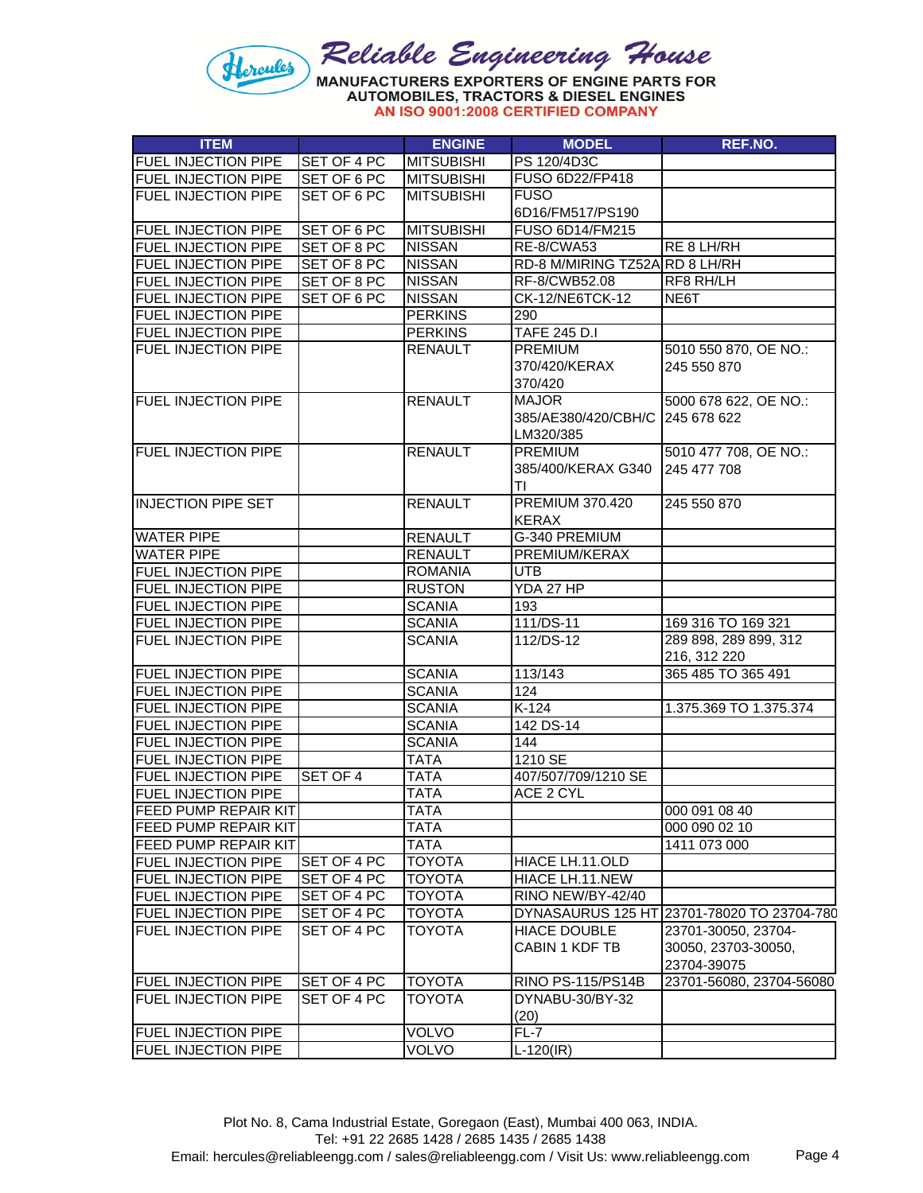# Reliable Engineering House

**MANUFACTURERS EXPORTERS OF ENGINE PARTS FOR AUTOMOBILES, TRACTORS & DIESEL ENGINES**

**AN ISO 9001:2008 CERTIFIED COMPANY**

| ITEM | | ENGINE | MODEL | REF.NO. |
|---|---|---|---|---|
| FUEL INJECTION PIPE | SET OF 4 PC | MITSUBISHI | PS 120/4D3C | |
| FUEL INJECTION PIPE | SET OF 6 PC | MITSUBISHI | FUSO 6D22/FP418 | |
| FUEL INJECTION PIPE | SET OF 6 PC | MITSUBISHI | FUSO 6D16/FM517/PS190 | |
| FUEL INJECTION PIPE | SET OF 6 PC | MITSUBISHI | FUSO 6D14/FM215 | |
| FUEL INJECTION PIPE | SET OF 8 PC | NISSAN | RE-8/CWA53 | RE 8 LH/RH |
| FUEL INJECTION PIPE | SET OF 8 PC | NISSAN | RD-8 M/MIRING TZ52A | RD 8 LH/RH |
| FUEL INJECTION PIPE | SET OF 8 PC | NISSAN | RF-8/CWB52.08 | RF8 RH/LH |
| FUEL INJECTION PIPE | SET OF 6 PC | NISSAN | CK-12/NE6TCK-12 | NE6T |
| FUEL INJECTION PIPE | | PERKINS | 290 | |
| FUEL INJECTION PIPE | | PERKINS | TAFE 245 D.I | |
| FUEL INJECTION PIPE | | RENAULT | PREMIUM 370/420/KERAX 370/420 | 5010 550 870, OE NO.: 245 550 870 |
| FUEL INJECTION PIPE | | RENAULT | MAJOR 385/AE380/420/CBH/C LM320/385 | 5000 678 622, OE NO.: 245 678 622 |
| FUEL INJECTION PIPE | | RENAULT | PREMIUM 385/400/KERAX G340 TI | 5010 477 708, OE NO.: 245 477 708 |
| INJECTION PIPE SET | | RENAULT | PREMIUM 370.420 KERAX | 245 550 870 |
| WATER PIPE | | RENAULT | G-340 PREMIUM | |
| WATER PIPE | | RENAULT | PREMIUM/KERAX | |
| FUEL INJECTION PIPE | | ROMANIA | UTB | |
| FUEL INJECTION PIPE | | RUSTON | YDA 27 HP | |
| FUEL INJECTION PIPE | | SCANIA | 193 | |
| FUEL INJECTION PIPE | | SCANIA | 111/DS-11 | 169 316 TO 169 321 |
| FUEL INJECTION PIPE | | SCANIA | 112/DS-12 | 289 898, 289 899, 312 216, 312 220 |
| FUEL INJECTION PIPE | | SCANIA | 113/143 | 365 485 TO 365 491 |
| FUEL INJECTION PIPE | | SCANIA | 124 | |
| FUEL INJECTION PIPE | | SCANIA | K-124 | 1.375.369 TO 1.375.374 |
| FUEL INJECTION PIPE | | SCANIA | 142 DS-14 | |
| FUEL INJECTION PIPE | | SCANIA | 144 | |
| FUEL INJECTION PIPE | | TATA | 1210 SE | |
| FUEL INJECTION PIPE | SET OF 4 | TATA | 407/507/709/1210 SE | |
| FUEL INJECTION PIPE | | TATA | ACE 2 CYL | |
| FEED PUMP REPAIR KIT | | TATA | | 000 091 08 40 |
| FEED PUMP REPAIR KIT | | TATA | | 000 090 02 10 |
| FEED PUMP REPAIR KIT | | TATA | | 1411 073 000 |
| FUEL INJECTION PIPE | SET OF 4 PC | TOYOTA | HIACE LH.11.OLD | |
| FUEL INJECTION PIPE | SET OF 4 PC | TOYOTA | HIACE LH.11.NEW | |
| FUEL INJECTION PIPE | SET OF 4 PC | TOYOTA | RINO NEW/BY-42/40 | |
| FUEL INJECTION PIPE | SET OF 4 PC | TOYOTA | DYNASAURUS 125 HT | 23701-78020 TO 23704-780 |
| FUEL INJECTION PIPE | SET OF 4 PC | TOYOTA | HIACE DOUBLE CABIN 1 KDF TB | 23701-30050, 23704-30050, 23703-30050, 23704-39075 |
| FUEL INJECTION PIPE | SET OF 4 PC | TOYOTA | RINO PS-115/PS14B | 23701-56080, 23704-56080 |
| FUEL INJECTION PIPE | SET OF 4 PC | TOYOTA | DYNABU-30/BY-32 (20) | |
| FUEL INJECTION PIPE | | VOLVO | FL-7 | |
| FUEL INJECTION PIPE | | VOLVO | L-120(IR) | |

Plot No. 8, Cama Industrial Estate, Goregaon (East), Mumbai 400 063, INDIA.
Tel: +91 22 2685 1428 / 2685 1435 / 2685 1438
Email: hercules@reliableengg.com / sales@reliableengg.com / Visit Us: www.reliableengg.com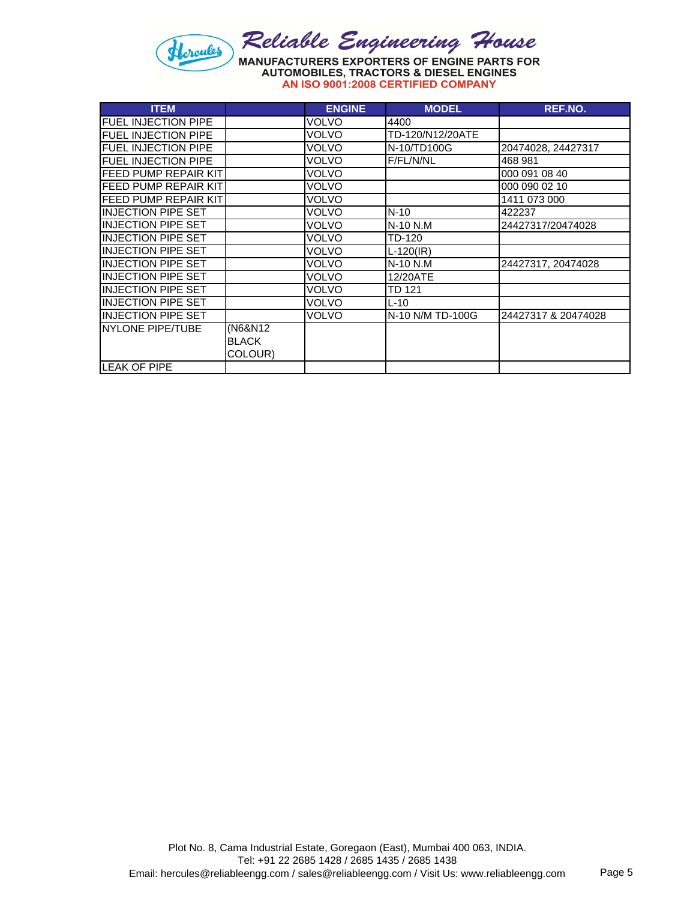# Reliable Engineering House

**MANUFACTURERS EXPORTERS OF ENGINE PARTS FOR AUTOMOBILES, TRACTORS & DIESEL ENGINES**

**AN ISO 9001:2008 CERTIFIED COMPANY**

| ITEM | | ENGINE | MODEL | REF.NO. |
|---|---|---|---|---|
| FUEL INJECTION PIPE | | VOLVO | 4400 | |
| FUEL INJECTION PIPE | | VOLVO | TD-120/N12/20ATE | |
| FUEL INJECTION PIPE | | VOLVO | N-10/TD100G | 20474028, 24427317 |
| FUEL INJECTION PIPE | | VOLVO | F/FL/N/NL | 468 981 |
| FEED PUMP REPAIR KIT | | VOLVO | | 000 091 08 40 |
| FEED PUMP REPAIR KIT | | VOLVO | | 000 090 02 10 |
| FEED PUMP REPAIR KIT | | VOLVO | | 1411 073 000 |
| INJECTION PIPE SET | | VOLVO | N-10 | 422237 |
| INJECTION PIPE SET | | VOLVO | N-10 N.M | 24427317/20474028 |
| INJECTION PIPE SET | | VOLVO | TD-120 | |
| INJECTION PIPE SET | | VOLVO | L-120(IR) | |
| INJECTION PIPE SET | | VOLVO | N-10 N.M | 24427317, 20474028 |
| INJECTION PIPE SET | | VOLVO | 12/20ATE | |
| INJECTION PIPE SET | | VOLVO | TD 121 | |
| INJECTION PIPE SET | | VOLVO | L-10 | |
| INJECTION PIPE SET | | VOLVO | N-10 N/M TD-100G | 24427317 & 20474028 |
| NYLONE PIPE/TUBE | (N6&N12 BLACK COLOUR) | | | |
| LEAK OF PIPE | | | | |

Plot No. 8, Cama Industrial Estate, Goregaon (East), Mumbai 400 063, INDIA.
Tel: +91 22 2685 1428 / 2685 1435 / 2685 1438
Email: hercules@reliableengg.com / sales@reliableengg.com / Visit Us: www.reliableengg.com